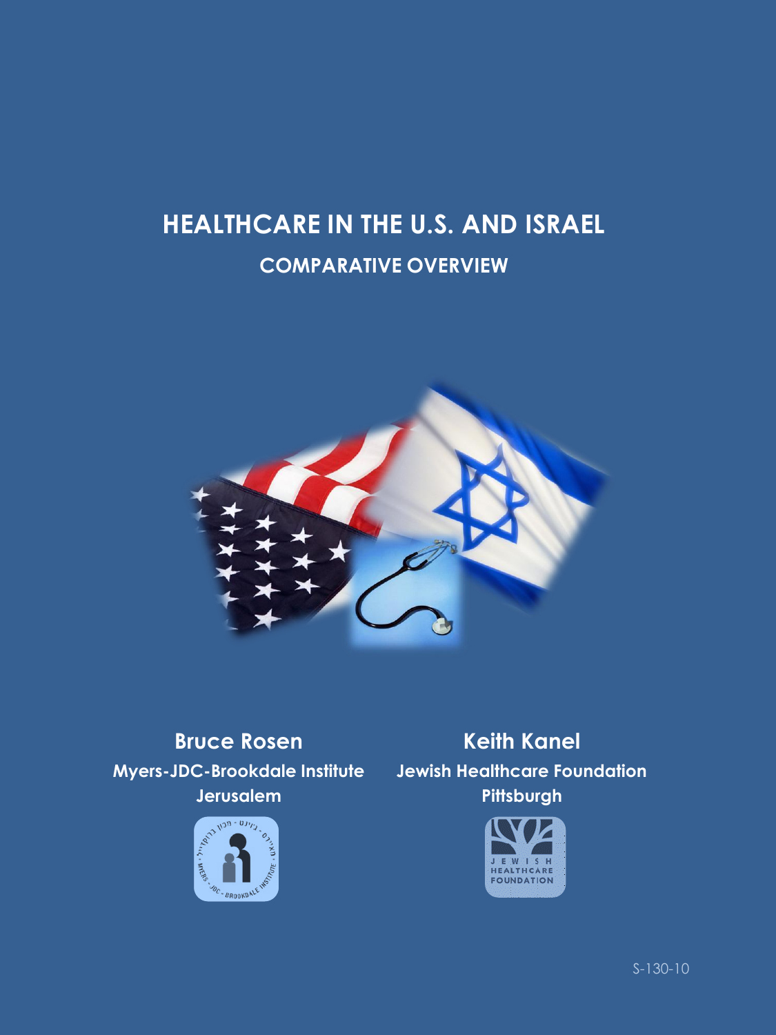# HEALTHCARE IN THE U.S. AND ISRAEL

## COMPARATIVE OVERVIEW

**Bruce Rosen**
**Myers-JDC-Brookdale Institute**
**Jerusalem**

**Keith Kanel**
**Jewish Healthcare Foundation**
**Pittsburgh**

S-130-10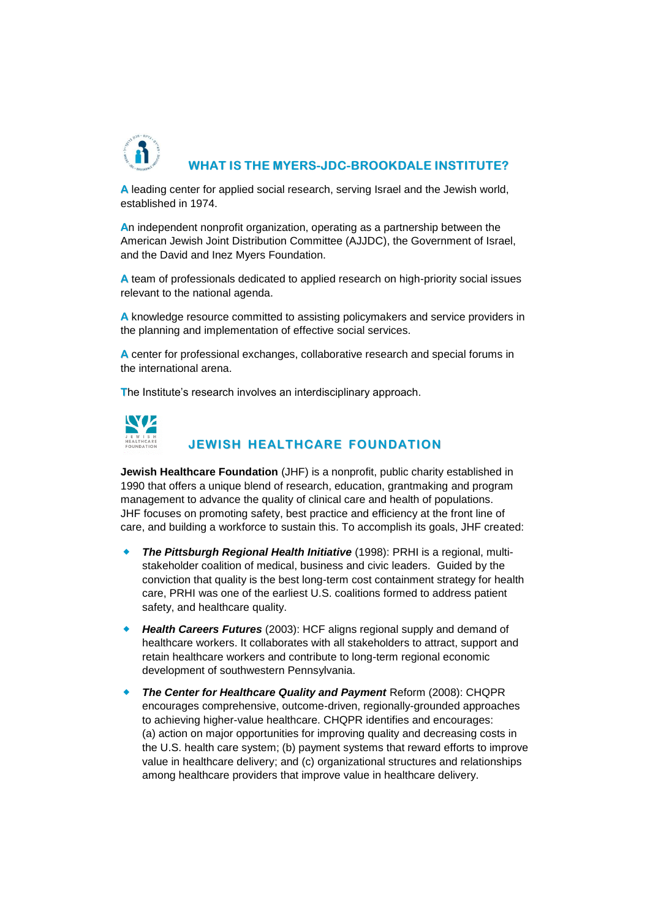## WHAT IS THE MYERS-JDC-BROOKDALE INSTITUTE?

A leading center for applied social research, serving Israel and the Jewish world, established in 1974.

An independent nonprofit organization, operating as a partnership between the American Jewish Joint Distribution Committee (AJJDC), the Government of Israel, and the David and Inez Myers Foundation.

A team of professionals dedicated to applied research on high-priority social issues relevant to the national agenda.

A knowledge resource committed to assisting policymakers and service providers in the planning and implementation of effective social services.

A center for professional exchanges, collaborative research and special forums in the international arena.

The Institute's research involves an interdisciplinary approach.

## JEWISH HEALTHCARE FOUNDATION

**Jewish Healthcare Foundation** (JHF) is a nonprofit, public charity established in 1990 that offers a unique blend of research, education, grantmaking and program management to advance the quality of clinical care and health of populations. JHF focuses on promoting safety, best practice and efficiency at the front line of care, and building a workforce to sustain this. To accomplish its goals, JHF created:

- ***The Pittsburgh Regional Health Initiative*** (1998): PRHI is a regional, multi-stakeholder coalition of medical, business and civic leaders. Guided by the conviction that quality is the best long-term cost containment strategy for health care, PRHI was one of the earliest U.S. coalitions formed to address patient safety, and healthcare quality.
- ***Health Careers Futures*** (2003): HCF aligns regional supply and demand of healthcare workers. It collaborates with all stakeholders to attract, support and retain healthcare workers and contribute to long-term regional economic development of southwestern Pennsylvania.
- ***The Center for Healthcare Quality and Payment*** Reform (2008): CHQPR encourages comprehensive, outcome-driven, regionally-grounded approaches to achieving higher-value healthcare. CHQPR identifies and encourages: (a) action on major opportunities for improving quality and decreasing costs in the U.S. health care system; (b) payment systems that reward efforts to improve value in healthcare delivery; and (c) organizational structures and relationships among healthcare providers that improve value in healthcare delivery.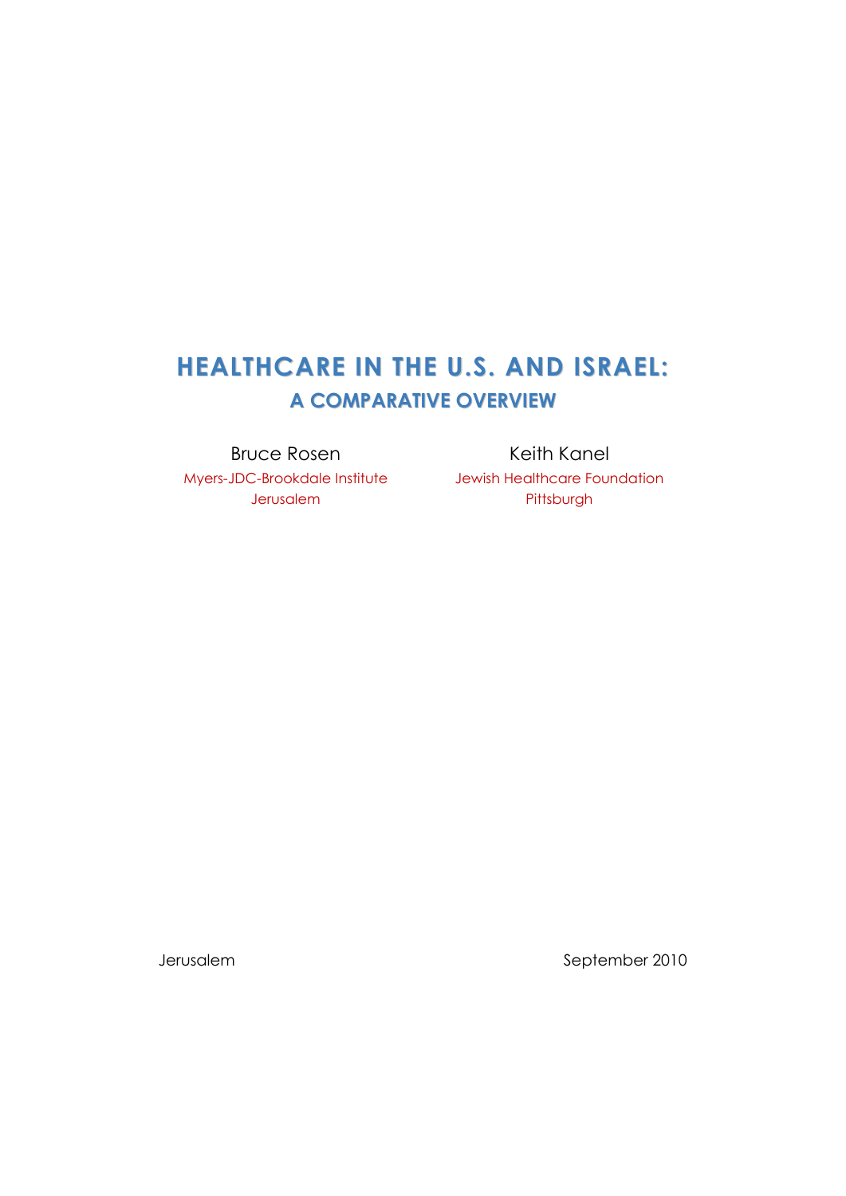# HEALTHCARE IN THE U.S. AND ISRAEL:

## A COMPARATIVE OVERVIEW

Bruce Rosen
Myers-JDC-Brookdale Institute
Jerusalem

Keith Kanel
Jewish Healthcare Foundation
Pittsburgh

Jerusalem

September 2010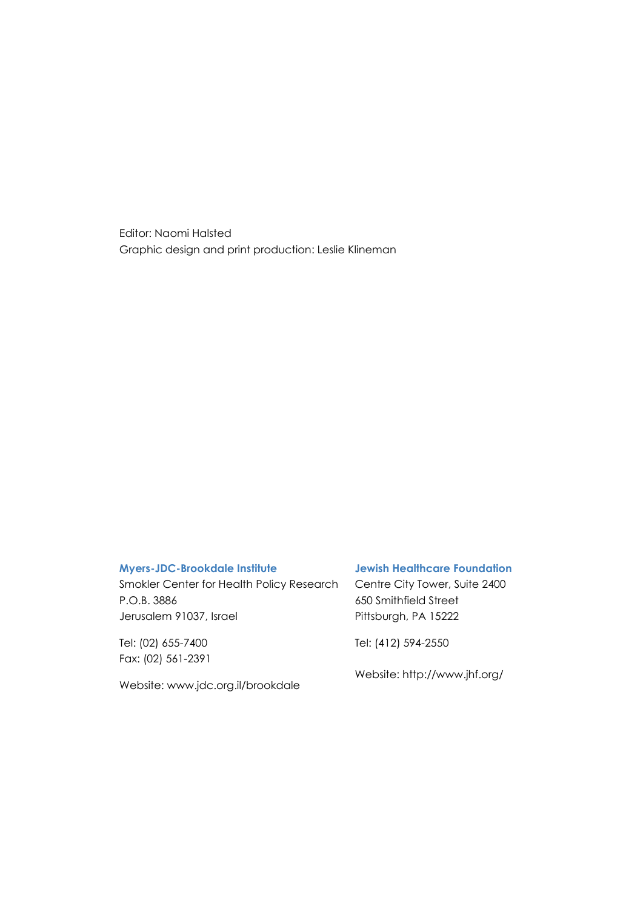Editor: Naomi Halsted
Graphic design and print production: Leslie Klineman

**Myers-JDC-Brookdale Institute**
Smokler Center for Health Policy Research
P.O.B. 3886
Jerusalem 91037, Israel

Tel: (02) 655-7400
Fax: (02) 561-2391

Website: www.jdc.org.il/brookdale

**Jewish Healthcare Foundation**
Centre City Tower, Suite 2400
650 Smithfield Street
Pittsburgh, PA 15222

Tel: (412) 594-2550

Website: http://www.jhf.org/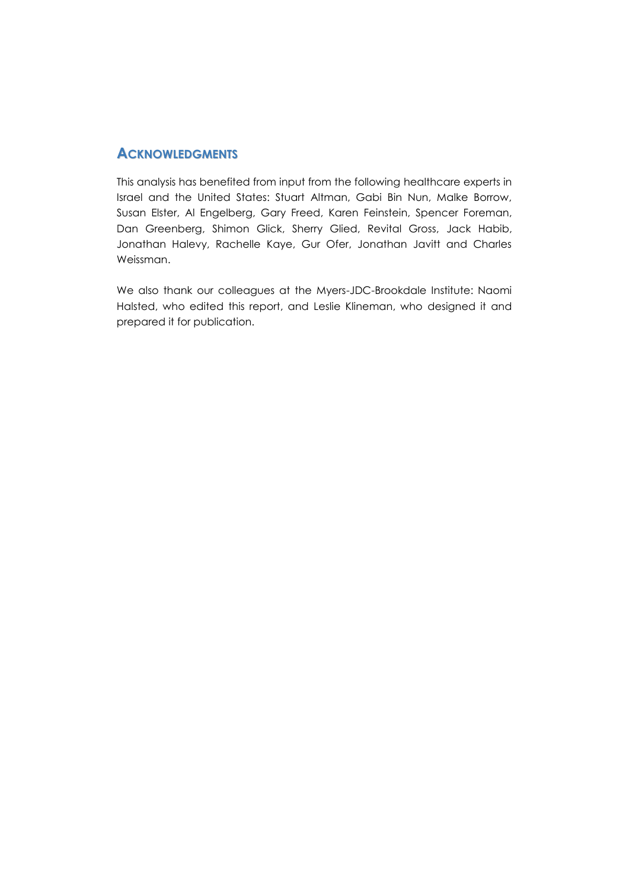## ACKNOWLEDGMENTS

This analysis has benefited from input from the following healthcare experts in Israel and the United States: Stuart Altman, Gabi Bin Nun, Malke Borrow, Susan Elster, Al Engelberg, Gary Freed, Karen Feinstein, Spencer Foreman, Dan Greenberg, Shimon Glick, Sherry Glied, Revital Gross, Jack Habib, Jonathan Halevy, Rachelle Kaye, Gur Ofer, Jonathan Javitt and Charles Weissman.

We also thank our colleagues at the Myers-JDC-Brookdale Institute: Naomi Halsted, who edited this report, and Leslie Klineman, who designed it and prepared it for publication.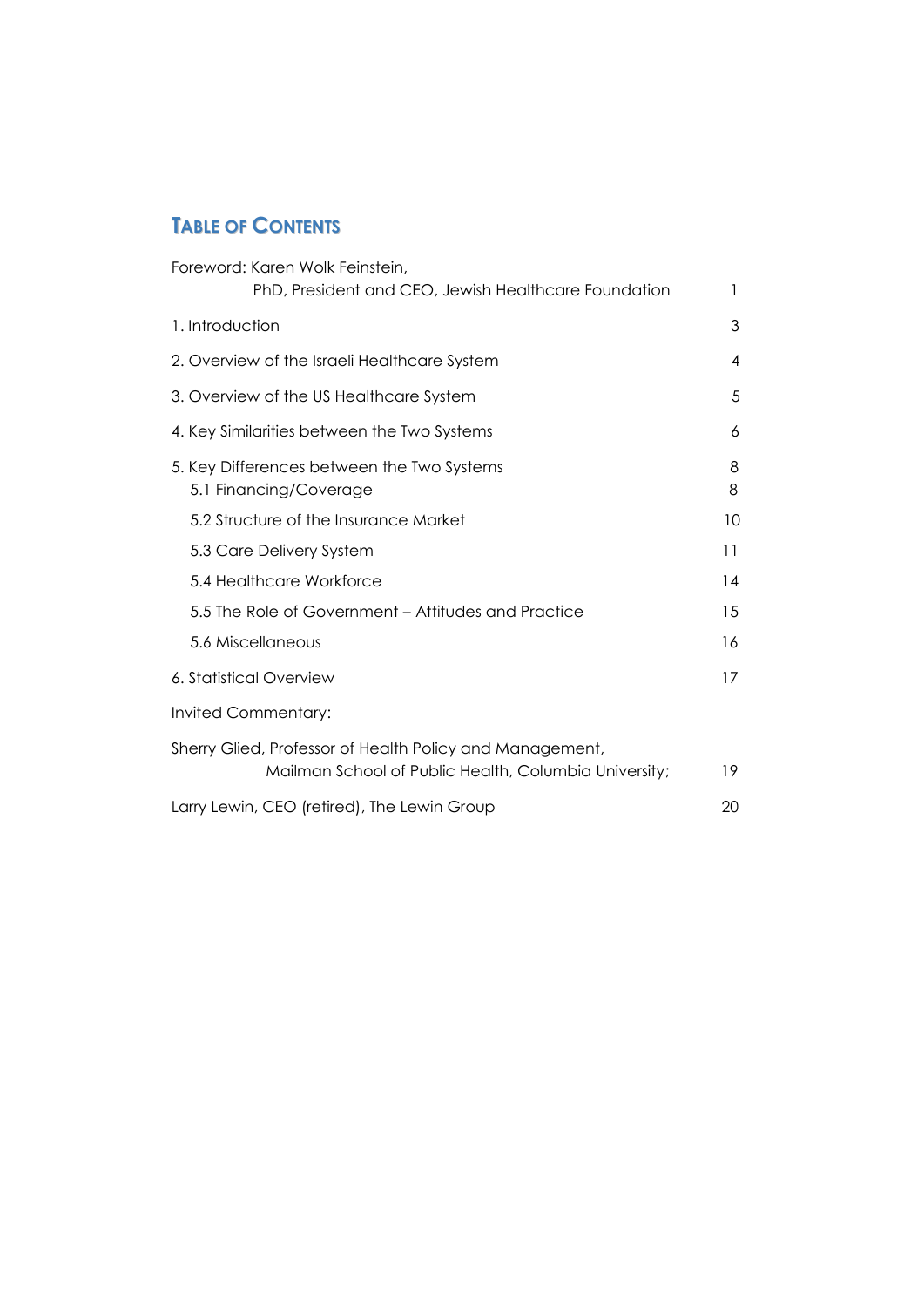## TABLE OF CONTENTS

| | |
|---|---|
| Foreword: Karen Wolk Feinstein, PhD, President and CEO, Jewish Healthcare Foundation | 1 |
| 1. Introduction | 3 |
| 2. Overview of the Israeli Healthcare System | 4 |
| 3. Overview of the US Healthcare System | 5 |
| 4. Key Similarities between the Two Systems | 6 |
| 5. Key Differences between the Two Systems | 8 |
| 5.1 Financing/Coverage | 8 |
| 5.2 Structure of the Insurance Market | 10 |
| 5.3 Care Delivery System | 11 |
| 5.4 Healthcare Workforce | 14 |
| 5.5 The Role of Government – Attitudes and Practice | 15 |
| 5.6 Miscellaneous | 16 |
| 6. Statistical Overview | 17 |
| Invited Commentary: | |
| Sherry Glied, Professor of Health Policy and Management, Mailman School of Public Health, Columbia University; | 19 |
| Larry Lewin, CEO (retired), The Lewin Group | 20 |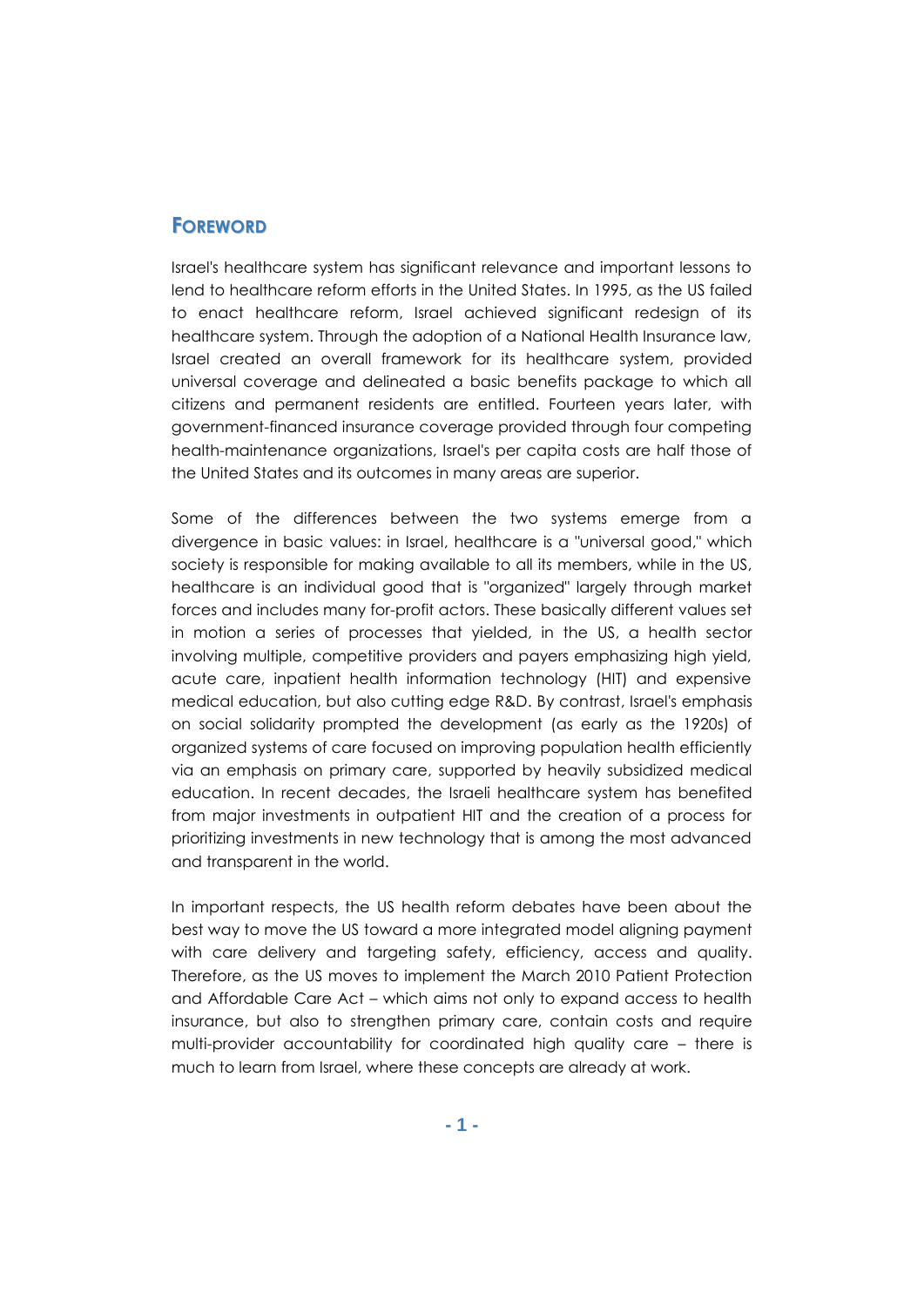## Foreword

Israel's healthcare system has significant relevance and important lessons to lend to healthcare reform efforts in the United States. In 1995, as the US failed to enact healthcare reform, Israel achieved significant redesign of its healthcare system. Through the adoption of a National Health Insurance law, Israel created an overall framework for its healthcare system, provided universal coverage and delineated a basic benefits package to which all citizens and permanent residents are entitled. Fourteen years later, with government-financed insurance coverage provided through four competing health-maintenance organizations, Israel's per capita costs are half those of the United States and its outcomes in many areas are superior.

Some of the differences between the two systems emerge from a divergence in basic values: in Israel, healthcare is a "universal good," which society is responsible for making available to all its members, while in the US, healthcare is an individual good that is "organized" largely through market forces and includes many for-profit actors. These basically different values set in motion a series of processes that yielded, in the US, a health sector involving multiple, competitive providers and payers emphasizing high yield, acute care, inpatient health information technology (HIT) and expensive medical education, but also cutting edge R&D. By contrast, Israel's emphasis on social solidarity prompted the development (as early as the 1920s) of organized systems of care focused on improving population health efficiently via an emphasis on primary care, supported by heavily subsidized medical education. In recent decades, the Israeli healthcare system has benefited from major investments in outpatient HIT and the creation of a process for prioritizing investments in new technology that is among the most advanced and transparent in the world.

In important respects, the US health reform debates have been about the best way to move the US toward a more integrated model aligning payment with care delivery and targeting safety, efficiency, access and quality. Therefore, as the US moves to implement the March 2010 Patient Protection and Affordable Care Act – which aims not only to expand access to health insurance, but also to strengthen primary care, contain costs and require multi-provider accountability for coordinated high quality care – there is much to learn from Israel, where these concepts are already at work.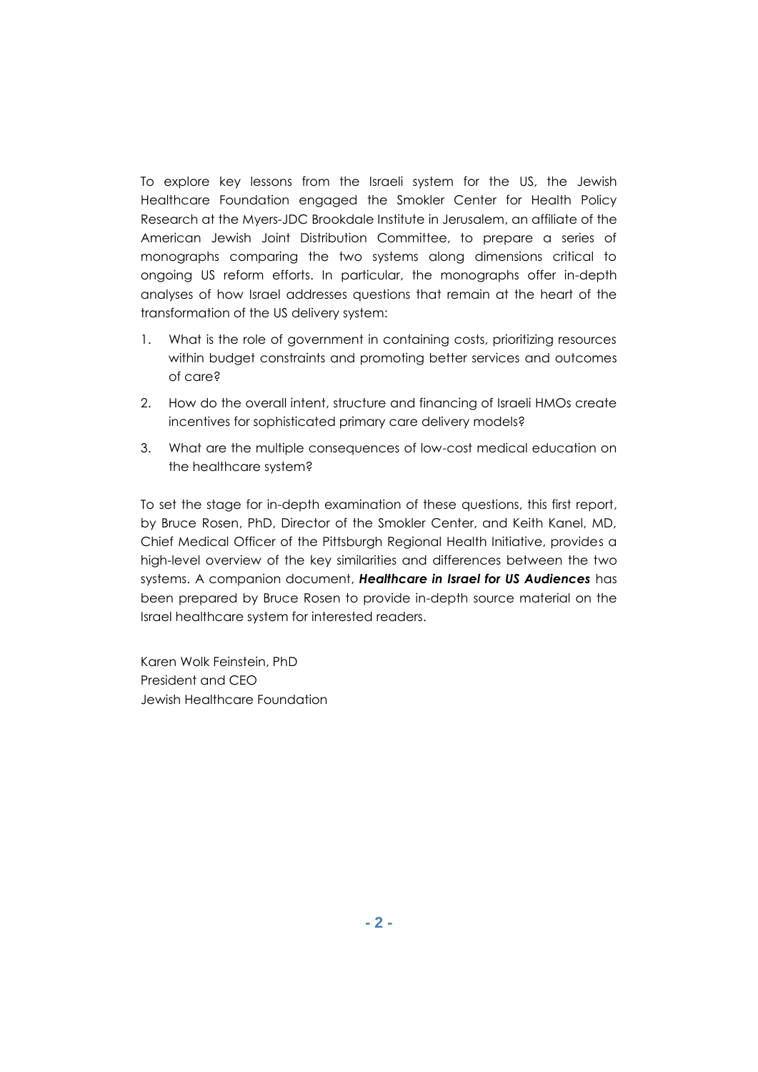To explore key lessons from the Israeli system for the US, the Jewish Healthcare Foundation engaged the Smokler Center for Health Policy Research at the Myers-JDC Brookdale Institute in Jerusalem, an affiliate of the American Jewish Joint Distribution Committee, to prepare a series of monographs comparing the two systems along dimensions critical to ongoing US reform efforts. In particular, the monographs offer in-depth analyses of how Israel addresses questions that remain at the heart of the transformation of the US delivery system:

1. What is the role of government in containing costs, prioritizing resources within budget constraints and promoting better services and outcomes of care?
2. How do the overall intent, structure and financing of Israeli HMOs create incentives for sophisticated primary care delivery models?
3. What are the multiple consequences of low-cost medical education on the healthcare system?

To set the stage for in-depth examination of these questions, this first report, by Bruce Rosen, PhD, Director of the Smokler Center, and Keith Kanel, MD, Chief Medical Officer of the Pittsburgh Regional Health Initiative, provides a high-level overview of the key similarities and differences between the two systems. A companion document, ***Healthcare in Israel for US Audiences*** has been prepared by Bruce Rosen to provide in-depth source material on the Israel healthcare system for interested readers.

Karen Wolk Feinstein, PhD
President and CEO
Jewish Healthcare Foundation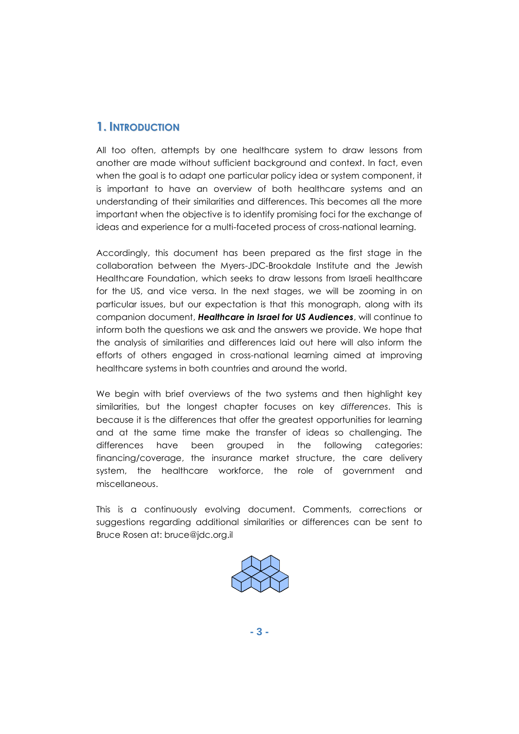## 1. Introduction

All too often, attempts by one healthcare system to draw lessons from another are made without sufficient background and context. In fact, even when the goal is to adapt one particular policy idea or system component, it is important to have an overview of both healthcare systems and an understanding of their similarities and differences. This becomes all the more important when the objective is to identify promising foci for the exchange of ideas and experience for a multi-faceted process of cross-national learning.

Accordingly, this document has been prepared as the first stage in the collaboration between the Myers-JDC-Brookdale Institute and the Jewish Healthcare Foundation, which seeks to draw lessons from Israeli healthcare for the US, and vice versa. In the next stages, we will be zooming in on particular issues, but our expectation is that this monograph, along with its companion document, ***Healthcare in Israel for US Audiences***, will continue to inform both the questions we ask and the answers we provide. We hope that the analysis of similarities and differences laid out here will also inform the efforts of others engaged in cross-national learning aimed at improving healthcare systems in both countries and around the world.

We begin with brief overviews of the two systems and then highlight key similarities, but the longest chapter focuses on key *differences*. This is because it is the differences that offer the greatest opportunities for learning and at the same time make the transfer of ideas so challenging. The differences have been grouped in the following categories: financing/coverage, the insurance market structure, the care delivery system, the healthcare workforce, the role of government and miscellaneous.

This is a continuously evolving document. Comments, corrections or suggestions regarding additional similarities or differences can be sent to Bruce Rosen at: bruce@jdc.org.il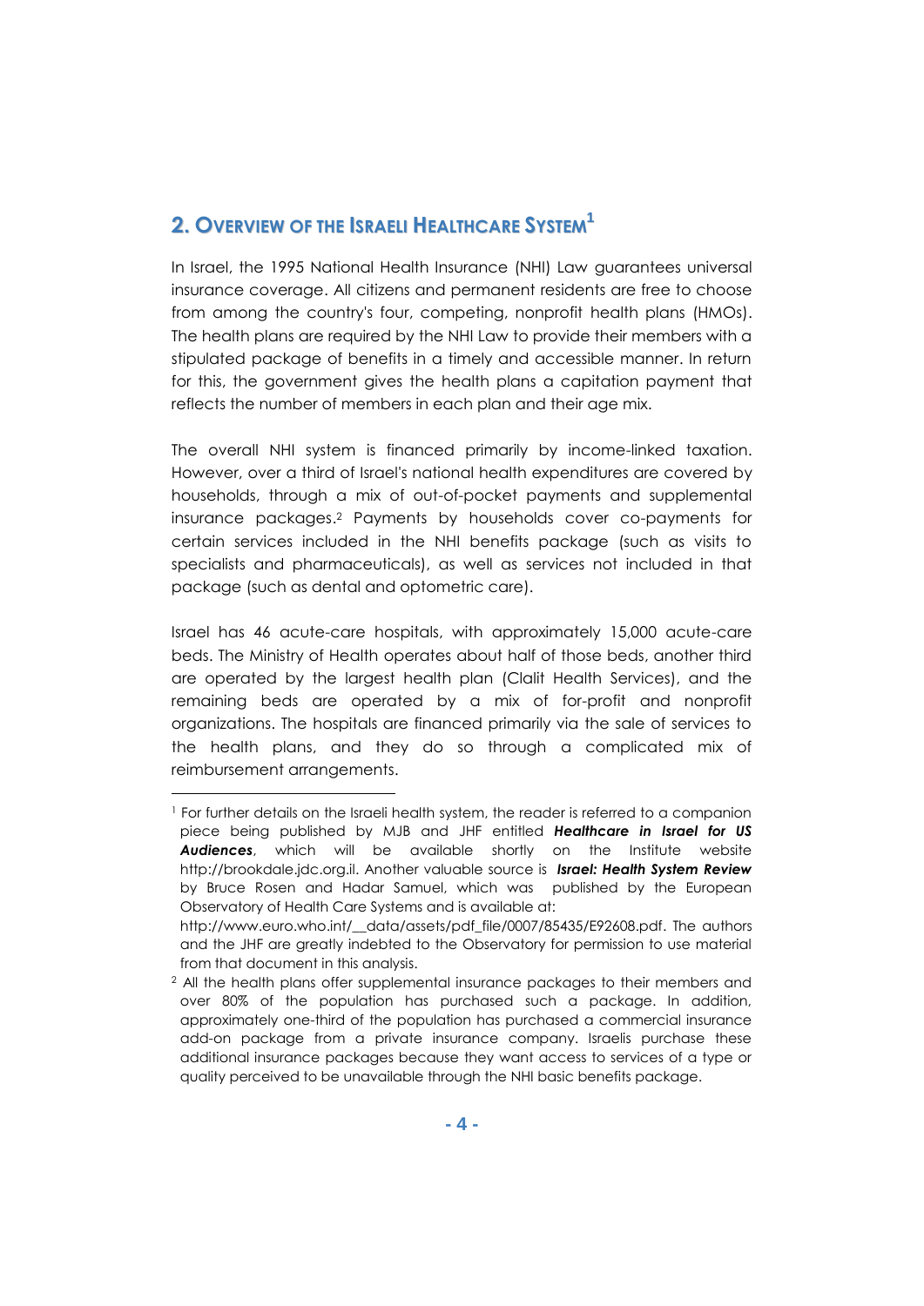## 2. Overview of the Israeli Healthcare System[1]

In Israel, the 1995 National Health Insurance (NHI) Law guarantees universal insurance coverage. All citizens and permanent residents are free to choose from among the country's four, competing, nonprofit health plans (HMOs). The health plans are required by the NHI Law to provide their members with a stipulated package of benefits in a timely and accessible manner. In return for this, the government gives the health plans a capitation payment that reflects the number of members in each plan and their age mix.

The overall NHI system is financed primarily by income-linked taxation. However, over a third of Israel's national health expenditures are covered by households, through a mix of out-of-pocket payments and supplemental insurance packages.[2] Payments by households cover co-payments for certain services included in the NHI benefits package (such as visits to specialists and pharmaceuticals), as well as services not included in that package (such as dental and optometric care).

Israel has 46 acute-care hospitals, with approximately 15,000 acute-care beds. The Ministry of Health operates about half of those beds, another third are operated by the largest health plan (Clalit Health Services), and the remaining beds are operated by a mix of for-profit and nonprofit organizations. The hospitals are financed primarily via the sale of services to the health plans, and they do so through a complicated mix of reimbursement arrangements.

---

[1] For further details on the Israeli health system, the reader is referred to a companion piece being published by MJB and JHF entitled ***Healthcare in Israel for US Audiences***, which will be available shortly on the Institute website http://brookdale.jdc.org.il. Another valuable source is ***Israel: Health System Review*** by Bruce Rosen and Hadar Samuel, which was published by the European Observatory of Health Care Systems and is available at: http://www.euro.who.int/__data/assets/pdf_file/0007/85435/E92608.pdf. The authors and the JHF are greatly indebted to the Observatory for permission to use material from that document in this analysis.

[2] All the health plans offer supplemental insurance packages to their members and over 80% of the population has purchased such a package. In addition, approximately one-third of the population has purchased a commercial insurance add-on package from a private insurance company. Israelis purchase these additional insurance packages because they want access to services of a type or quality perceived to be unavailable through the NHI basic benefits package.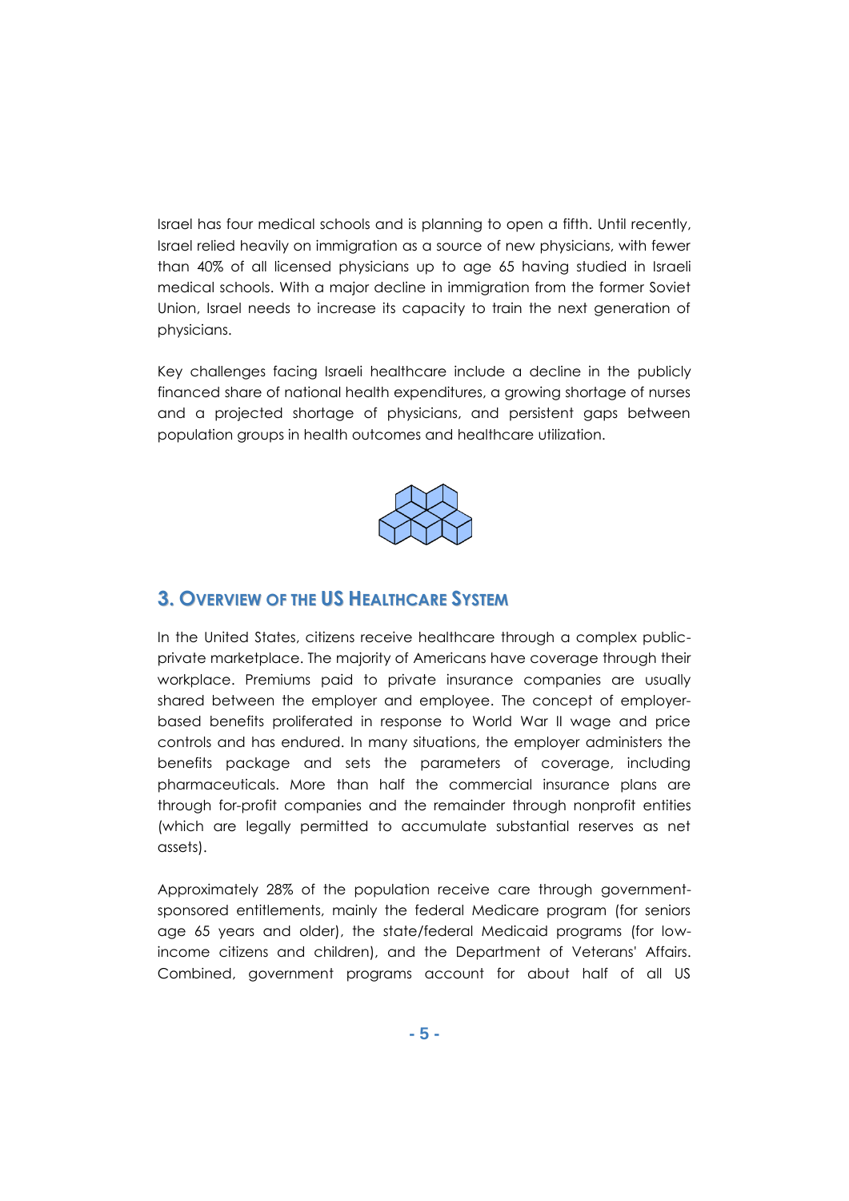Israel has four medical schools and is planning to open a fifth. Until recently, Israel relied heavily on immigration as a source of new physicians, with fewer than 40% of all licensed physicians up to age 65 having studied in Israeli medical schools. With a major decline in immigration from the former Soviet Union, Israel needs to increase its capacity to train the next generation of physicians.

Key challenges facing Israeli healthcare include a decline in the publicly financed share of national health expenditures, a growing shortage of nurses and a projected shortage of physicians, and persistent gaps between population groups in health outcomes and healthcare utilization.

## 3. Overview of the US Healthcare System

In the United States, citizens receive healthcare through a complex public-private marketplace. The majority of Americans have coverage through their workplace. Premiums paid to private insurance companies are usually shared between the employer and employee. The concept of employer-based benefits proliferated in response to World War II wage and price controls and has endured. In many situations, the employer administers the benefits package and sets the parameters of coverage, including pharmaceuticals. More than half the commercial insurance plans are through for-profit companies and the remainder through nonprofit entities (which are legally permitted to accumulate substantial reserves as net assets).

Approximately 28% of the population receive care through government-sponsored entitlements, mainly the federal Medicare program (for seniors age 65 years and older), the state/federal Medicaid programs (for low-income citizens and children), and the Department of Veterans' Affairs. Combined, government programs account for about half of all US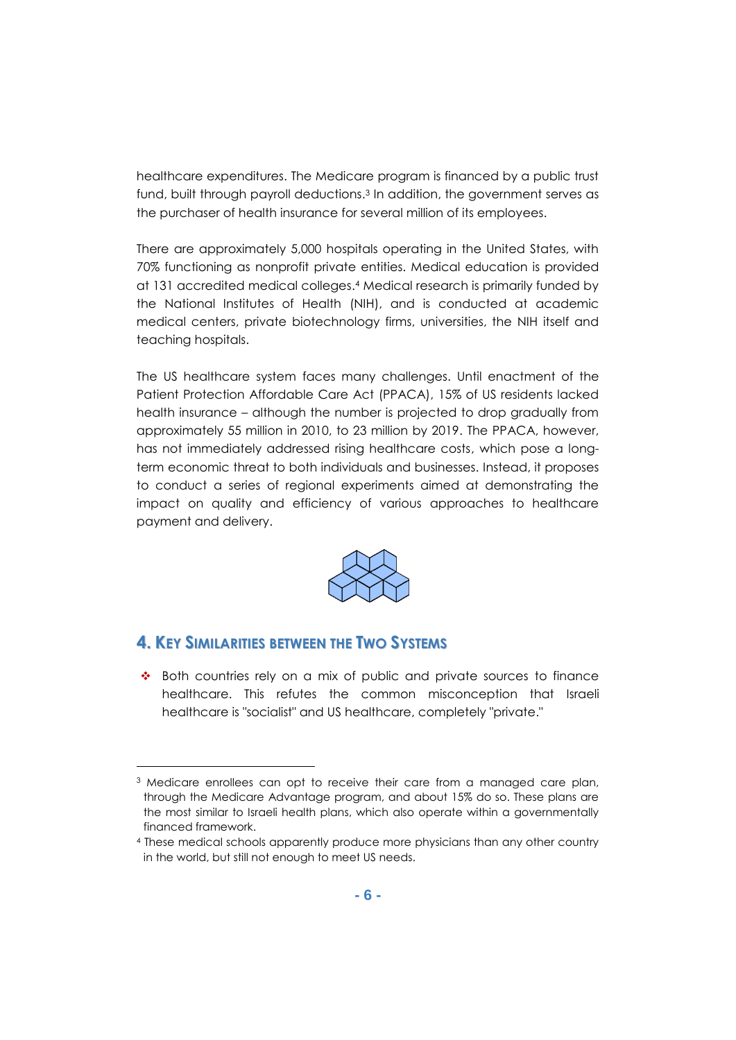healthcare expenditures. The Medicare program is financed by a public trust fund, built through payroll deductions.[3] In addition, the government serves as the purchaser of health insurance for several million of its employees.

There are approximately 5,000 hospitals operating in the United States, with 70% functioning as nonprofit private entities. Medical education is provided at 131 accredited medical colleges.[4] Medical research is primarily funded by the National Institutes of Health (NIH), and is conducted at academic medical centers, private biotechnology firms, universities, the NIH itself and teaching hospitals.

The US healthcare system faces many challenges. Until enactment of the Patient Protection Affordable Care Act (PPACA), 15% of US residents lacked health insurance – although the number is projected to drop gradually from approximately 55 million in 2010, to 23 million by 2019. The PPACA, however, has not immediately addressed rising healthcare costs, which pose a long-term economic threat to both individuals and businesses. Instead, it proposes to conduct a series of regional experiments aimed at demonstrating the impact on quality and efficiency of various approaches to healthcare payment and delivery.

## 4. Key Similarities between the Two Systems

- Both countries rely on a mix of public and private sources to finance healthcare. This refutes the common misconception that Israeli healthcare is "socialist" and US healthcare, completely "private."

---

[3] Medicare enrollees can opt to receive their care from a managed care plan, through the Medicare Advantage program, and about 15% do so. These plans are the most similar to Israeli health plans, which also operate within a governmentally financed framework.

[4] These medical schools apparently produce more physicians than any other country in the world, but still not enough to meet US needs.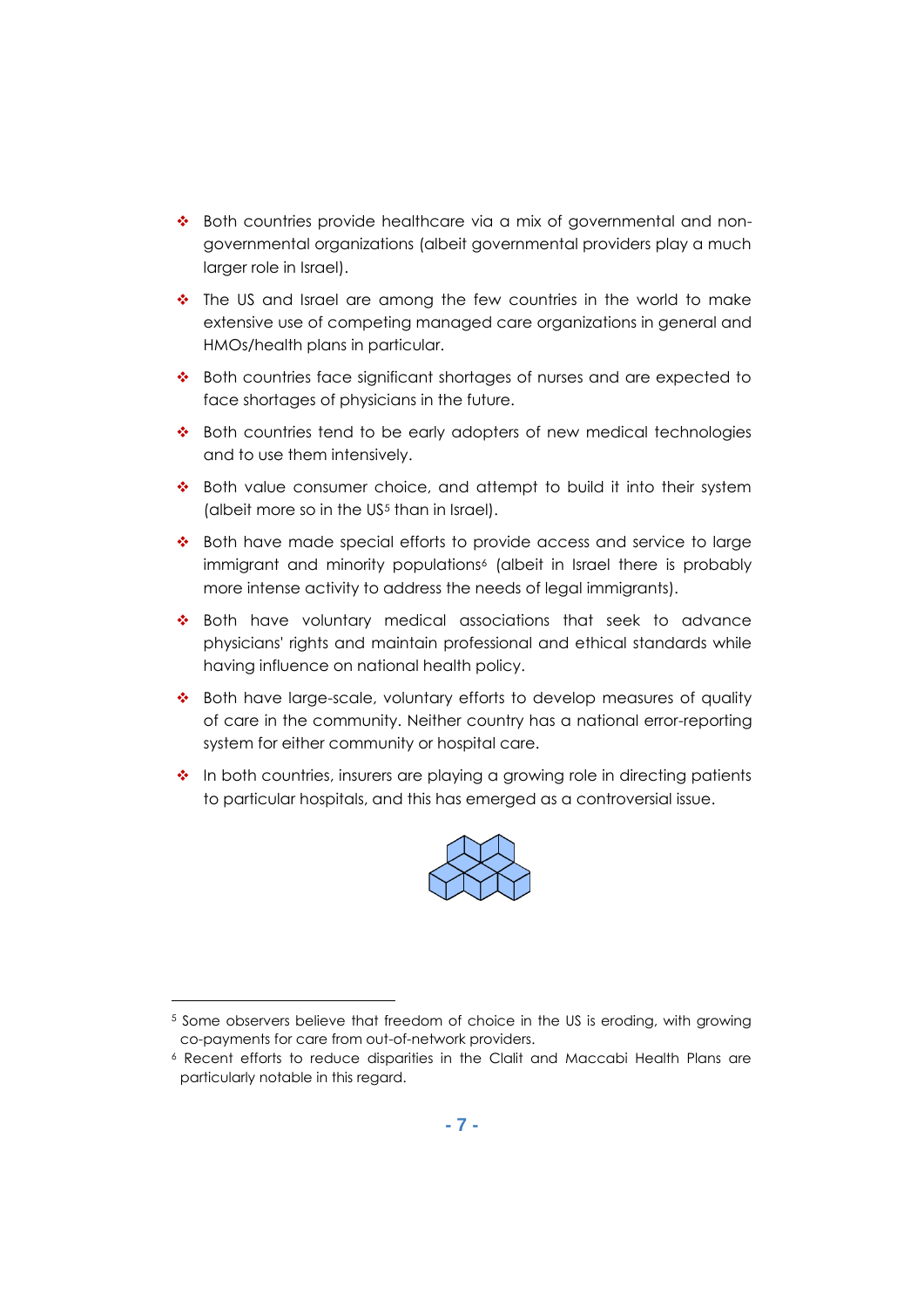- Both countries provide healthcare via a mix of governmental and non-governmental organizations (albeit governmental providers play a much larger role in Israel).
- The US and Israel are among the few countries in the world to make extensive use of competing managed care organizations in general and HMOs/health plans in particular.
- Both countries face significant shortages of nurses and are expected to face shortages of physicians in the future.
- Both countries tend to be early adopters of new medical technologies and to use them intensively.
- Both value consumer choice, and attempt to build it into their system (albeit more so in the US[5] than in Israel).
- Both have made special efforts to provide access and service to large immigrant and minority populations[6] (albeit in Israel there is probably more intense activity to address the needs of legal immigrants).
- Both have voluntary medical associations that seek to advance physicians' rights and maintain professional and ethical standards while having influence on national health policy.
- Both have large-scale, voluntary efforts to develop measures of quality of care in the community. Neither country has a national error-reporting system for either community or hospital care.
- In both countries, insurers are playing a growing role in directing patients to particular hospitals, and this has emerged as a controversial issue.

---

[5] Some observers believe that freedom of choice in the US is eroding, with growing co-payments for care from out-of-network providers.

[6] Recent efforts to reduce disparities in the Clalit and Maccabi Health Plans are particularly notable in this regard.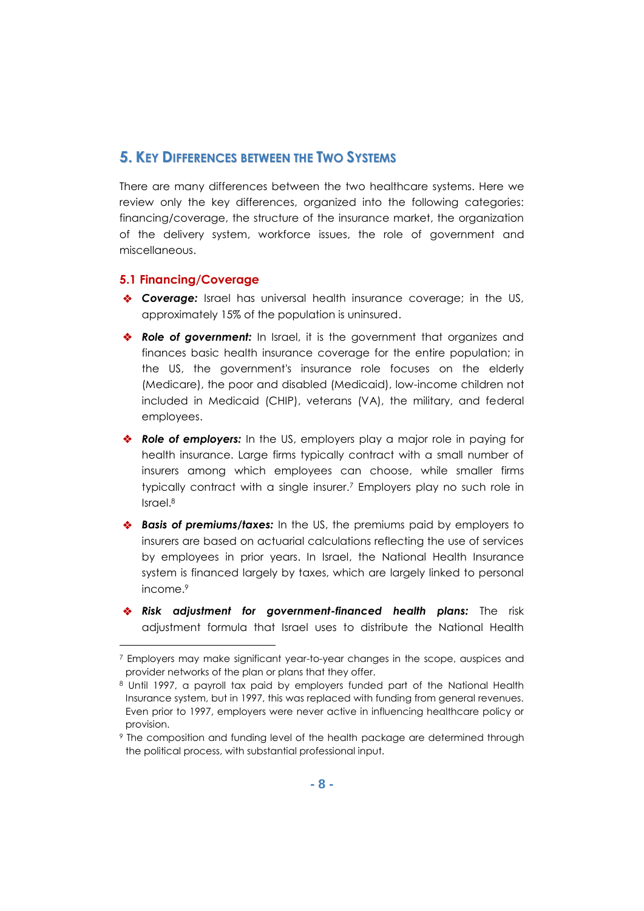## 5. Key Differences between the Two Systems

There are many differences between the two healthcare systems. Here we review only the key differences, organized into the following categories: financing/coverage, the structure of the insurance market, the organization of the delivery system, workforce issues, the role of government and miscellaneous.

### 5.1 Financing/Coverage

- ***Coverage:*** Israel has universal health insurance coverage; in the US, approximately 15% of the population is uninsured.
- ***Role of government:*** In Israel, it is the government that organizes and finances basic health insurance coverage for the entire population; in the US, the government's insurance role focuses on the elderly (Medicare), the poor and disabled (Medicaid), low-income children not included in Medicaid (CHIP), veterans (VA), the military, and federal employees.
- ***Role of employers:*** In the US, employers play a major role in paying for health insurance. Large firms typically contract with a small number of insurers among which employees can choose, while smaller firms typically contract with a single insurer.[7] Employers play no such role in Israel.[8]
- ***Basis of premiums/taxes:*** In the US, the premiums paid by employers to insurers are based on actuarial calculations reflecting the use of services by employees in prior years. In Israel, the National Health Insurance system is financed largely by taxes, which are largely linked to personal income.[9]
- ***Risk adjustment for government-financed health plans:*** The risk adjustment formula that Israel uses to distribute the National Health

---

[7] Employers may make significant year-to-year changes in the scope, auspices and provider networks of the plan or plans that they offer.

[8] Until 1997, a payroll tax paid by employers funded part of the National Health Insurance system, but in 1997, this was replaced with funding from general revenues. Even prior to 1997, employers were never active in influencing healthcare policy or provision.

[9] The composition and funding level of the health package are determined through the political process, with substantial professional input.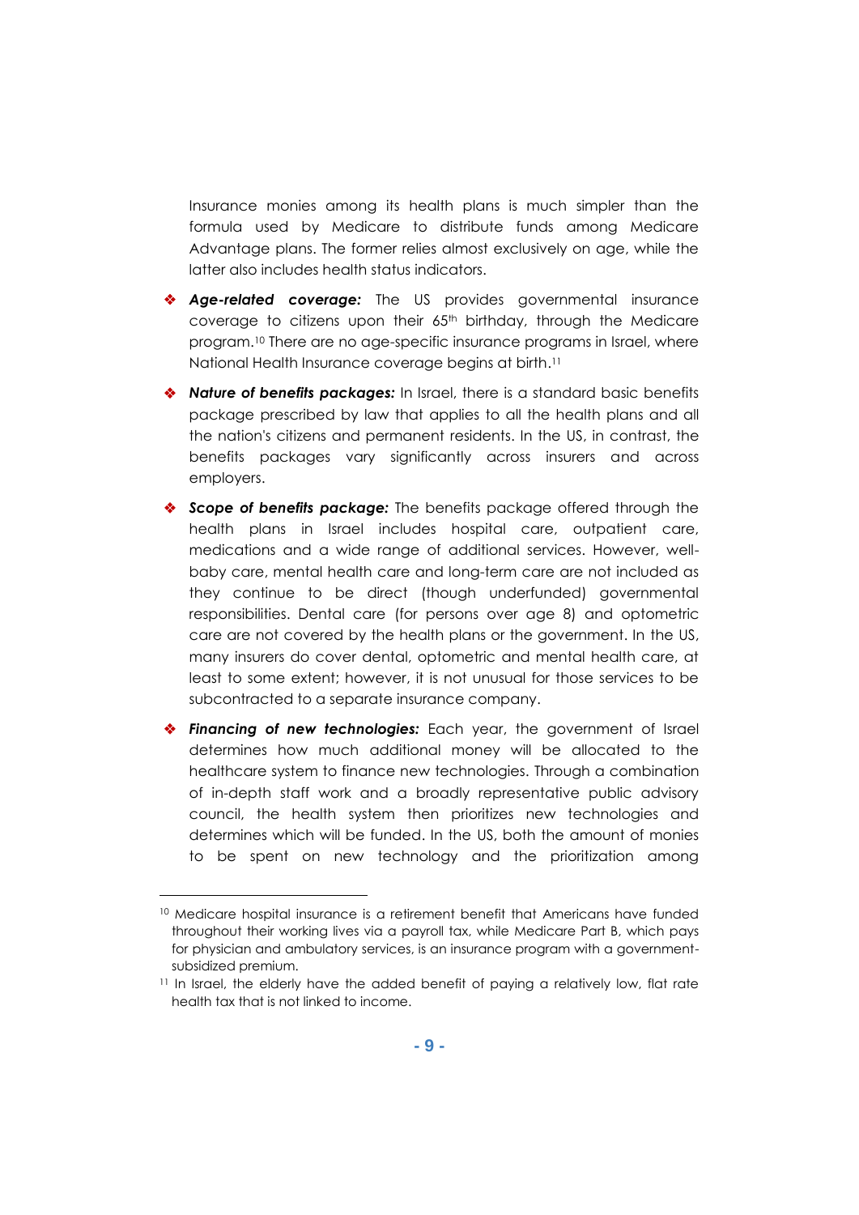Insurance monies among its health plans is much simpler than the formula used by Medicare to distribute funds among Medicare Advantage plans. The former relies almost exclusively on age, while the latter also includes health status indicators.

- ***Age-related coverage:*** The US provides governmental insurance coverage to citizens upon their 65th birthday, through the Medicare program.[10] There are no age-specific insurance programs in Israel, where National Health Insurance coverage begins at birth.[11]

- ***Nature of benefits packages:*** In Israel, there is a standard basic benefits package prescribed by law that applies to all the health plans and all the nation's citizens and permanent residents. In the US, in contrast, the benefits packages vary significantly across insurers and across employers.

- ***Scope of benefits package:*** The benefits package offered through the health plans in Israel includes hospital care, outpatient care, medications and a wide range of additional services. However, well-baby care, mental health care and long-term care are not included as they continue to be direct (though underfunded) governmental responsibilities. Dental care (for persons over age 8) and optometric care are not covered by the health plans or the government. In the US, many insurers do cover dental, optometric and mental health care, at least to some extent; however, it is not unusual for those services to be subcontracted to a separate insurance company.

- ***Financing of new technologies:*** Each year, the government of Israel determines how much additional money will be allocated to the healthcare system to finance new technologies. Through a combination of in-depth staff work and a broadly representative public advisory council, the health system then prioritizes new technologies and determines which will be funded. In the US, both the amount of monies to be spent on new technology and the prioritization among

---

[10] Medicare hospital insurance is a retirement benefit that Americans have funded throughout their working lives via a payroll tax, while Medicare Part B, which pays for physician and ambulatory services, is an insurance program with a government-subsidized premium.

[11] In Israel, the elderly have the added benefit of paying a relatively low, flat rate health tax that is not linked to income.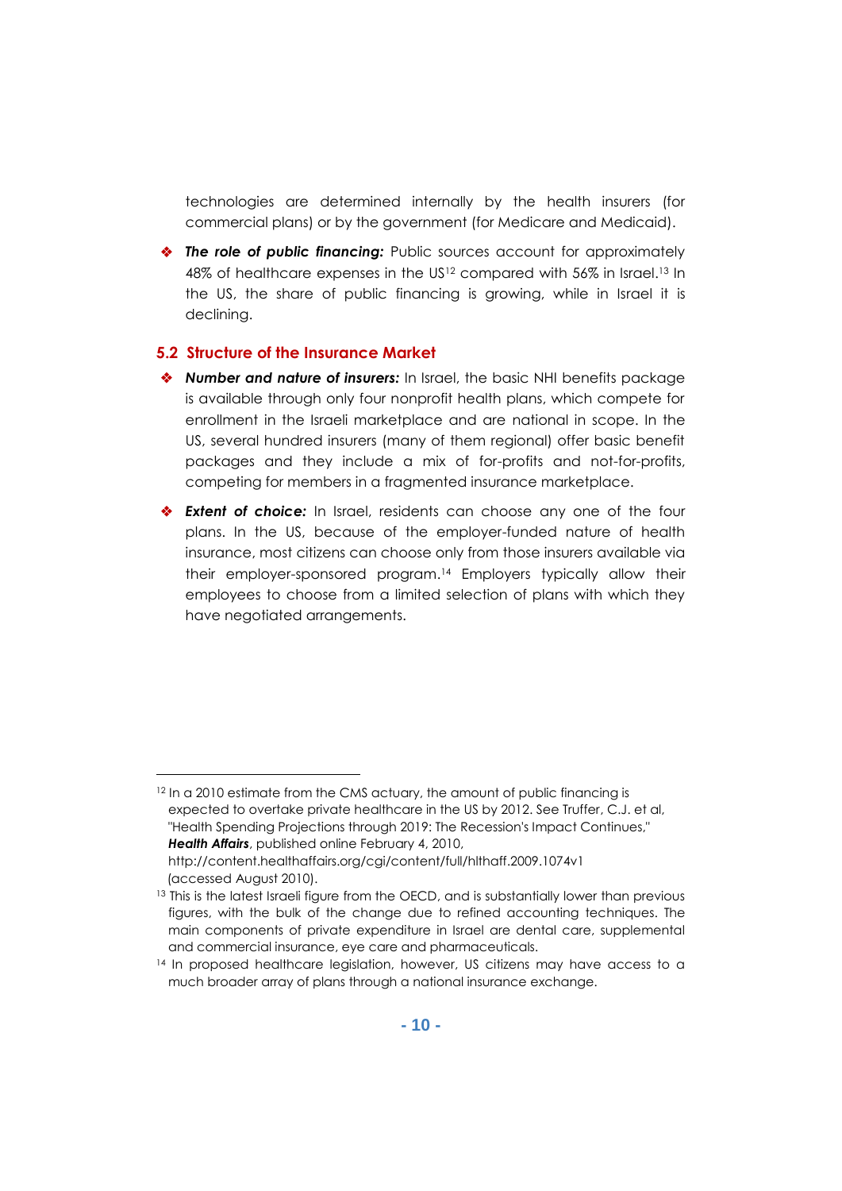technologies are determined internally by the health insurers (for commercial plans) or by the government (for Medicare and Medicaid).

- ***The role of public financing:*** Public sources account for approximately 48% of healthcare expenses in the US[12] compared with 56% in Israel.[13] In the US, the share of public financing is growing, while in Israel it is declining.

## 5.2 Structure of the Insurance Market

- ***Number and nature of insurers:*** In Israel, the basic NHI benefits package is available through only four nonprofit health plans, which compete for enrollment in the Israeli marketplace and are national in scope. In the US, several hundred insurers (many of them regional) offer basic benefit packages and they include a mix of for-profits and not-for-profits, competing for members in a fragmented insurance marketplace.

- ***Extent of choice:*** In Israel, residents can choose any one of the four plans. In the US, because of the employer-funded nature of health insurance, most citizens can choose only from those insurers available via their employer-sponsored program.[14] Employers typically allow their employees to choose from a limited selection of plans with which they have negotiated arrangements.

---

[12] In a 2010 estimate from the CMS actuary, the amount of public financing is expected to overtake private healthcare in the US by 2012. See Truffer, C.J. et al, "Health Spending Projections through 2019: The Recession's Impact Continues," ***Health Affairs***, published online February 4, 2010, http://content.healthaffairs.org/cgi/content/full/hlthaff.2009.1074v1 (accessed August 2010).

[13] This is the latest Israeli figure from the OECD, and is substantially lower than previous figures, with the bulk of the change due to refined accounting techniques. The main components of private expenditure in Israel are dental care, supplemental and commercial insurance, eye care and pharmaceuticals.

[14] In proposed healthcare legislation, however, US citizens may have access to a much broader array of plans through a national insurance exchange.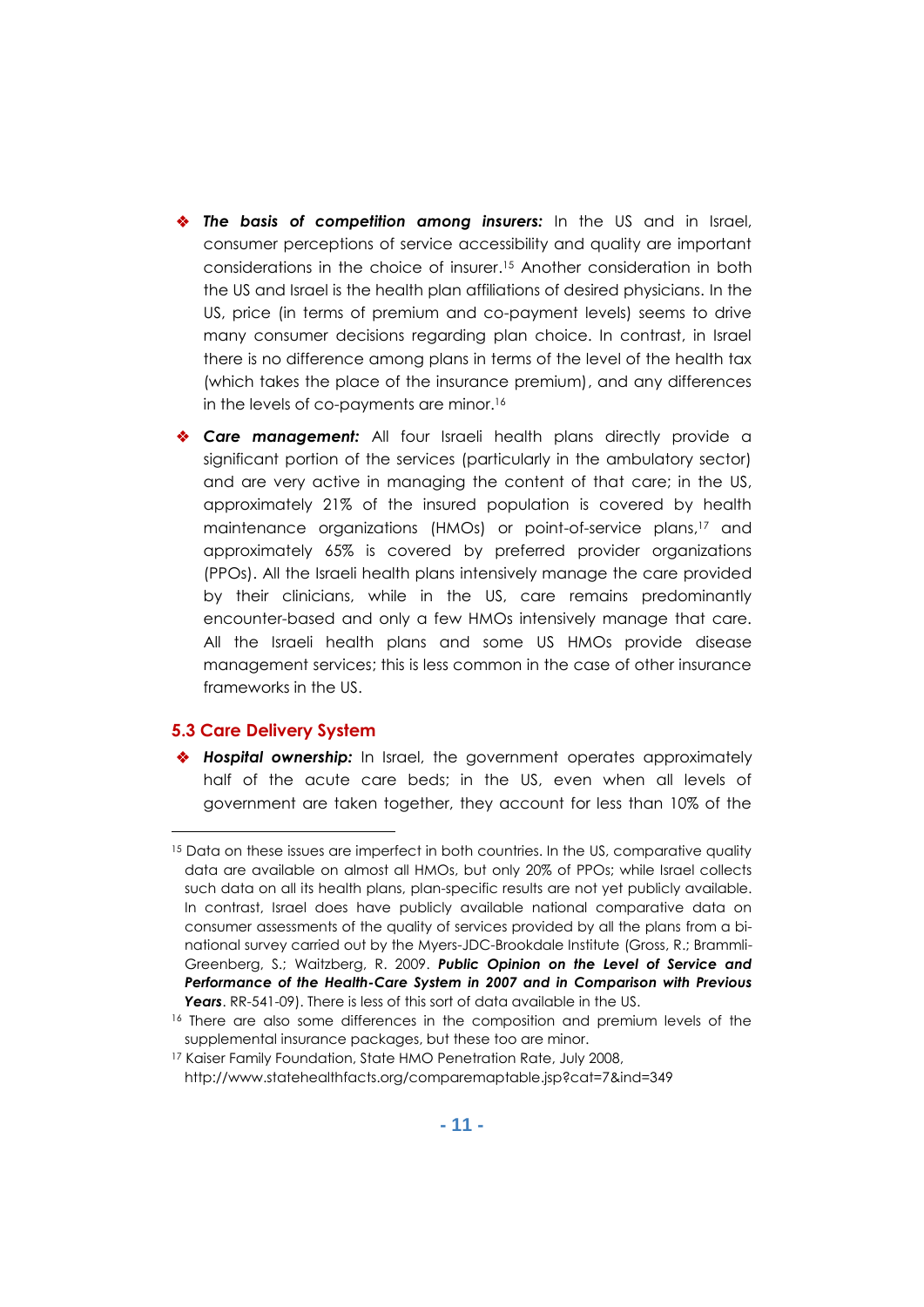- ***The basis of competition among insurers:*** In the US and in Israel, consumer perceptions of service accessibility and quality are important considerations in the choice of insurer.[15] Another consideration in both the US and Israel is the health plan affiliations of desired physicians. In the US, price (in terms of premium and co-payment levels) seems to drive many consumer decisions regarding plan choice. In contrast, in Israel there is no difference among plans in terms of the level of the health tax (which takes the place of the insurance premium), and any differences in the levels of co-payments are minor.[16]

- ***Care management:*** All four Israeli health plans directly provide a significant portion of the services (particularly in the ambulatory sector) and are very active in managing the content of that care; in the US, approximately 21% of the insured population is covered by health maintenance organizations (HMOs) or point-of-service plans,[17] and approximately 65% is covered by preferred provider organizations (PPOs). All the Israeli health plans intensively manage the care provided by their clinicians, while in the US, care remains predominantly encounter-based and only a few HMOs intensively manage that care. All the Israeli health plans and some US HMOs provide disease management services; this is less common in the case of other insurance frameworks in the US.

### 5.3 Care Delivery System

- ***Hospital ownership:*** In Israel, the government operates approximately half of the acute care beds; in the US, even when all levels of government are taken together, they account for less than 10% of the

---

[15] Data on these issues are imperfect in both countries. In the US, comparative quality data are available on almost all HMOs, but only 20% of PPOs; while Israel collects such data on all its health plans, plan-specific results are not yet publicly available. In contrast, Israel does have publicly available national comparative data on consumer assessments of the quality of services provided by all the plans from a bi-national survey carried out by the Myers-JDC-Brookdale Institute (Gross, R.; Brammli-Greenberg, S.; Waitzberg, R. 2009. ***Public Opinion on the Level of Service and Performance of the Health-Care System in 2007 and in Comparison with Previous Years***. RR-541-09). There is less of this sort of data available in the US.

[16] There are also some differences in the composition and premium levels of the supplemental insurance packages, but these too are minor.

[17] Kaiser Family Foundation, State HMO Penetration Rate, July 2008, http://www.statehealthfacts.org/comparemaptable.jsp?cat=7&ind=349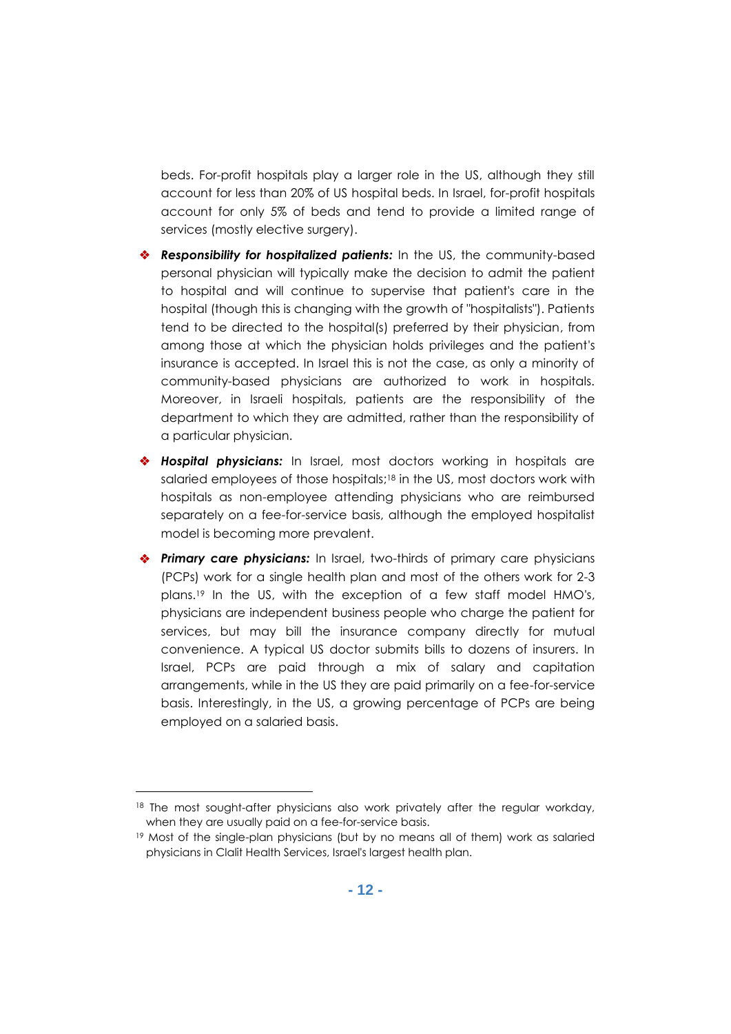beds. For-profit hospitals play a larger role in the US, although they still account for less than 20% of US hospital beds. In Israel, for-profit hospitals account for only 5% of beds and tend to provide a limited range of services (mostly elective surgery).

- ***Responsibility for hospitalized patients:*** In the US, the community-based personal physician will typically make the decision to admit the patient to hospital and will continue to supervise that patient's care in the hospital (though this is changing with the growth of "hospitalists"). Patients tend to be directed to the hospital(s) preferred by their physician, from among those at which the physician holds privileges and the patient's insurance is accepted. In Israel this is not the case, as only a minority of community-based physicians are authorized to work in hospitals. Moreover, in Israeli hospitals, patients are the responsibility of the department to which they are admitted, rather than the responsibility of a particular physician.

- ***Hospital physicians:*** In Israel, most doctors working in hospitals are salaried employees of those hospitals;[18] in the US, most doctors work with hospitals as non-employee attending physicians who are reimbursed separately on a fee-for-service basis, although the employed hospitalist model is becoming more prevalent.

- ***Primary care physicians:*** In Israel, two-thirds of primary care physicians (PCPs) work for a single health plan and most of the others work for 2-3 plans.[19] In the US, with the exception of a few staff model HMO's, physicians are independent business people who charge the patient for services, but may bill the insurance company directly for mutual convenience. A typical US doctor submits bills to dozens of insurers. In Israel, PCPs are paid through a mix of salary and capitation arrangements, while in the US they are paid primarily on a fee-for-service basis. Interestingly, in the US, a growing percentage of PCPs are being employed on a salaried basis.

---

[18] The most sought-after physicians also work privately after the regular workday, when they are usually paid on a fee-for-service basis.

[19] Most of the single-plan physicians (but by no means all of them) work as salaried physicians in Clalit Health Services, Israel's largest health plan.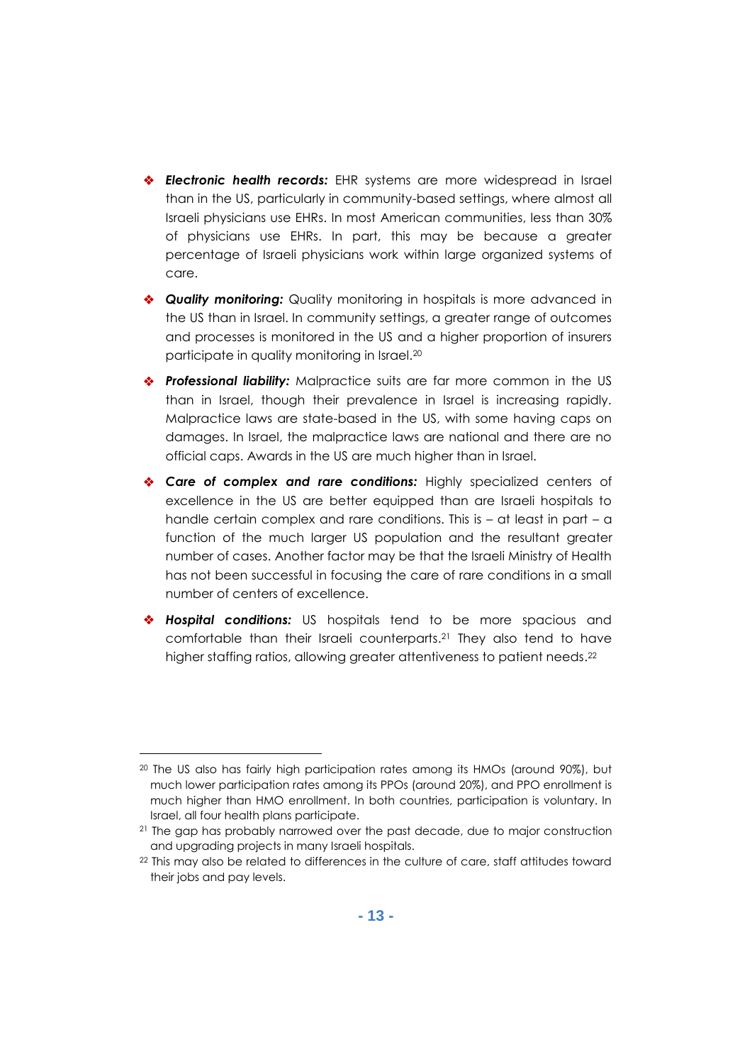- ***Electronic health records:*** EHR systems are more widespread in Israel than in the US, particularly in community-based settings, where almost all Israeli physicians use EHRs. In most American communities, less than 30% of physicians use EHRs. In part, this may be because a greater percentage of Israeli physicians work within large organized systems of care.

- ***Quality monitoring:*** Quality monitoring in hospitals is more advanced in the US than in Israel. In community settings, a greater range of outcomes and processes is monitored in the US and a higher proportion of insurers participate in quality monitoring in Israel.[20]

- ***Professional liability:*** Malpractice suits are far more common in the US than in Israel, though their prevalence in Israel is increasing rapidly. Malpractice laws are state-based in the US, with some having caps on damages. In Israel, the malpractice laws are national and there are no official caps. Awards in the US are much higher than in Israel.

- ***Care of complex and rare conditions:*** Highly specialized centers of excellence in the US are better equipped than are Israeli hospitals to handle certain complex and rare conditions. This is – at least in part – a function of the much larger US population and the resultant greater number of cases. Another factor may be that the Israeli Ministry of Health has not been successful in focusing the care of rare conditions in a small number of centers of excellence.

- ***Hospital conditions:*** US hospitals tend to be more spacious and comfortable than their Israeli counterparts.[21] They also tend to have higher staffing ratios, allowing greater attentiveness to patient needs.[22]

---

[20] The US also has fairly high participation rates among its HMOs (around 90%), but much lower participation rates among its PPOs (around 20%), and PPO enrollment is much higher than HMO enrollment. In both countries, participation is voluntary. In Israel, all four health plans participate.

[21] The gap has probably narrowed over the past decade, due to major construction and upgrading projects in many Israeli hospitals.

[22] This may also be related to differences in the culture of care, staff attitudes toward their jobs and pay levels.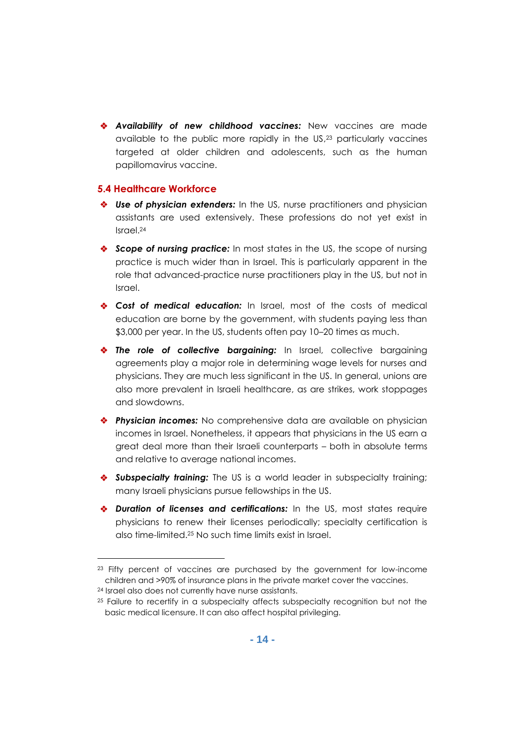- ***Availability of new childhood vaccines:*** New vaccines are made available to the public more rapidly in the US,[23] particularly vaccines targeted at older children and adolescents, such as the human papillomavirus vaccine.

## 5.4 Healthcare Workforce

- ***Use of physician extenders:*** In the US, nurse practitioners and physician assistants are used extensively. These professions do not yet exist in Israel.[24]

- ***Scope of nursing practice:*** In most states in the US, the scope of nursing practice is much wider than in Israel. This is particularly apparent in the role that advanced-practice nurse practitioners play in the US, but not in Israel.

- ***Cost of medical education:*** In Israel, most of the costs of medical education are borne by the government, with students paying less than $3,000 per year. In the US, students often pay 10–20 times as much.

- ***The role of collective bargaining:*** In Israel, collective bargaining agreements play a major role in determining wage levels for nurses and physicians. They are much less significant in the US. In general, unions are also more prevalent in Israeli healthcare, as are strikes, work stoppages and slowdowns.

- ***Physician incomes:*** No comprehensive data are available on physician incomes in Israel. Nonetheless, it appears that physicians in the US earn a great deal more than their Israeli counterparts – both in absolute terms and relative to average national incomes.

- ***Subspecialty training:*** The US is a world leader in subspecialty training; many Israeli physicians pursue fellowships in the US.

- ***Duration of licenses and certifications:*** In the US, most states require physicians to renew their licenses periodically; specialty certification is also time-limited.[25] No such time limits exist in Israel.

---

[23] Fifty percent of vaccines are purchased by the government for low-income children and >90% of insurance plans in the private market cover the vaccines.

[24] Israel also does not currently have nurse assistants.

[25] Failure to recertify in a subspecialty affects subspecialty recognition but not the basic medical licensure. It can also affect hospital privileging.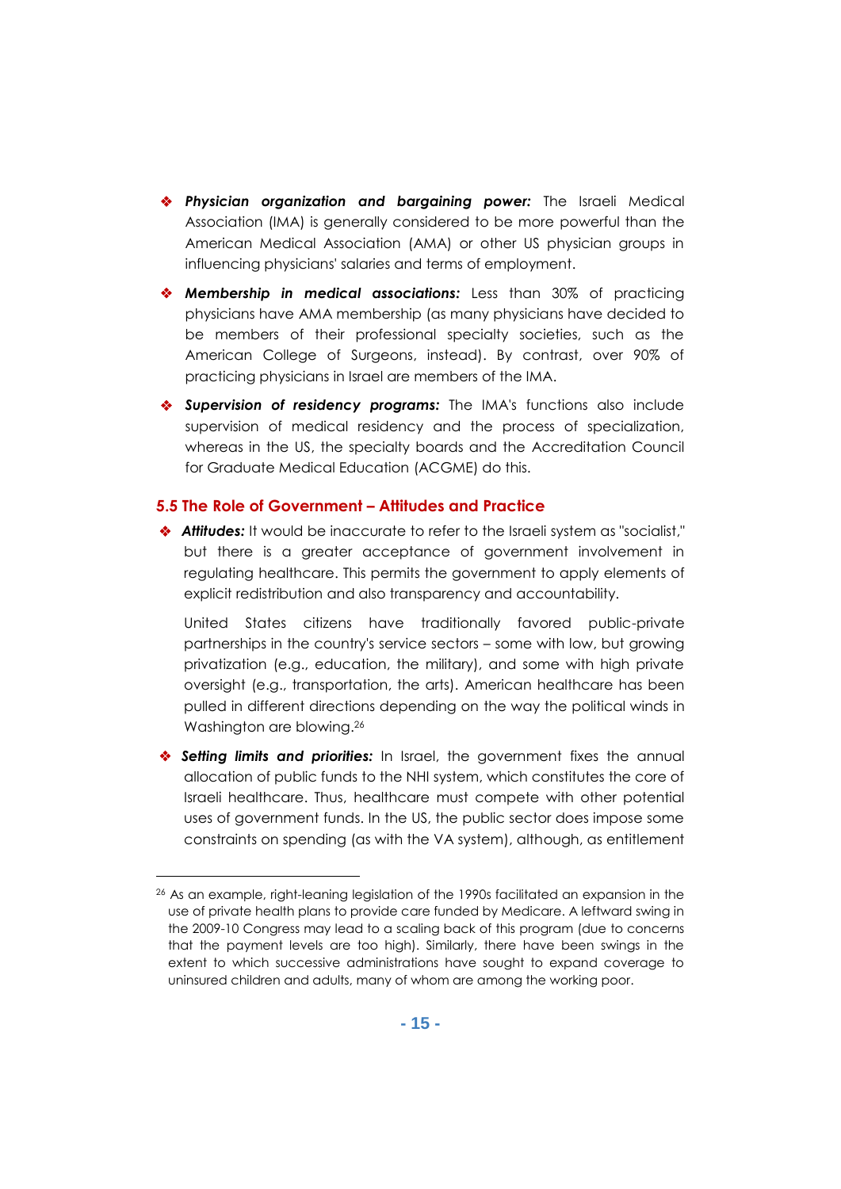- ***Physician organization and bargaining power:*** The Israeli Medical Association (IMA) is generally considered to be more powerful than the American Medical Association (AMA) or other US physician groups in influencing physicians' salaries and terms of employment.

- ***Membership in medical associations:*** Less than 30% of practicing physicians have AMA membership (as many physicians have decided to be members of their professional specialty societies, such as the American College of Surgeons, instead). By contrast, over 90% of practicing physicians in Israel are members of the IMA.

- ***Supervision of residency programs:*** The IMA's functions also include supervision of medical residency and the process of specialization, whereas in the US, the specialty boards and the Accreditation Council for Graduate Medical Education (ACGME) do this.

### 5.5 The Role of Government – Attitudes and Practice

- ***Attitudes:*** It would be inaccurate to refer to the Israeli system as "socialist," but there is a greater acceptance of government involvement in regulating healthcare. This permits the government to apply elements of explicit redistribution and also transparency and accountability.

  United States citizens have traditionally favored public-private partnerships in the country's service sectors – some with low, but growing privatization (e.g., education, the military), and some with high private oversight (e.g., transportation, the arts). American healthcare has been pulled in different directions depending on the way the political winds in Washington are blowing.[26]

- ***Setting limits and priorities:*** In Israel, the government fixes the annual allocation of public funds to the NHI system, which constitutes the core of Israeli healthcare. Thus, healthcare must compete with other potential uses of government funds. In the US, the public sector does impose some constraints on spending (as with the VA system), although, as entitlement

---

[26] As an example, right-leaning legislation of the 1990s facilitated an expansion in the use of private health plans to provide care funded by Medicare. A leftward swing in the 2009-10 Congress may lead to a scaling back of this program (due to concerns that the payment levels are too high). Similarly, there have been swings in the extent to which successive administrations have sought to expand coverage to uninsured children and adults, many of whom are among the working poor.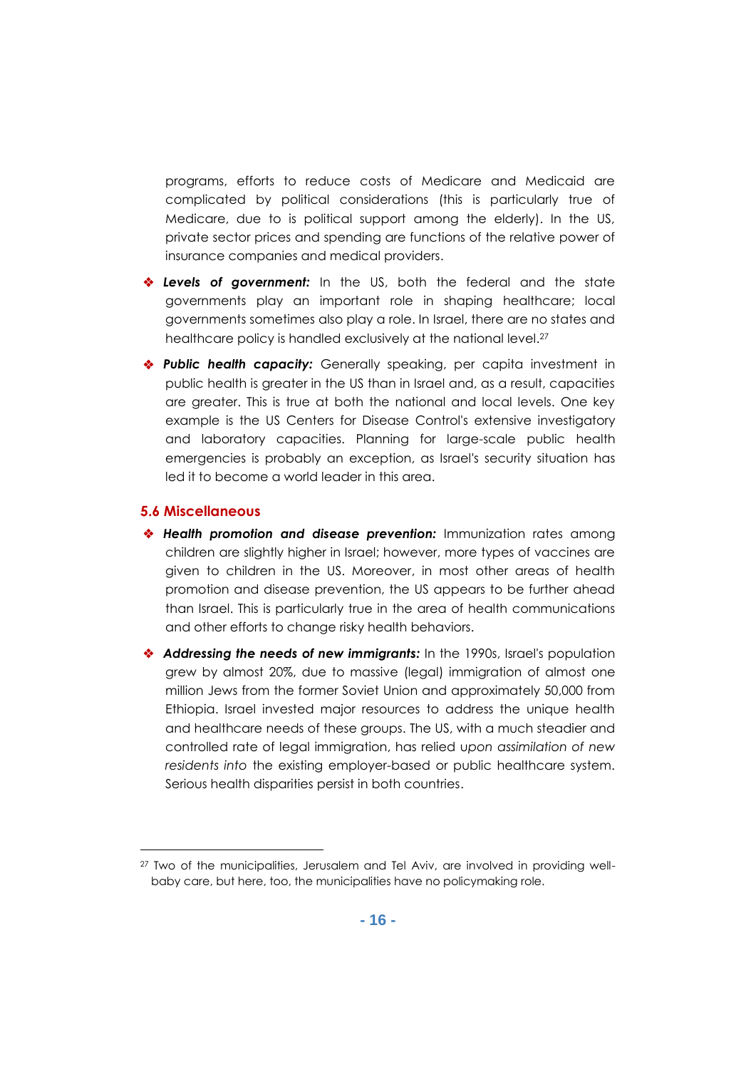programs, efforts to reduce costs of Medicare and Medicaid are complicated by political considerations (this is particularly true of Medicare, due to is political support among the elderly). In the US, private sector prices and spending are functions of the relative power of insurance companies and medical providers.

- ***Levels of government:*** In the US, both the federal and the state governments play an important role in shaping healthcare; local governments sometimes also play a role. In Israel, there are no states and healthcare policy is handled exclusively at the national level.[27]
- ***Public health capacity:*** Generally speaking, per capita investment in public health is greater in the US than in Israel and, as a result, capacities are greater. This is true at both the national and local levels. One key example is the US Centers for Disease Control's extensive investigatory and laboratory capacities. Planning for large-scale public health emergencies is probably an exception, as Israel's security situation has led it to become a world leader in this area.

### 5.6 Miscellaneous

- ***Health promotion and disease prevention:*** Immunization rates among children are slightly higher in Israel; however, more types of vaccines are given to children in the US. Moreover, in most other areas of health promotion and disease prevention, the US appears to be further ahead than Israel. This is particularly true in the area of health communications and other efforts to change risky health behaviors.
- ***Addressing the needs of new immigrants:*** In the 1990s, Israel's population grew by almost 20%, due to massive (legal) immigration of almost one million Jews from the former Soviet Union and approximately 50,000 from Ethiopia. Israel invested major resources to address the unique health and healthcare needs of these groups. The US, with a much steadier and controlled rate of legal immigration, has relied u*pon assimilation of new residents into* the existing employer-based or public healthcare system. Serious health disparities persist in both countries.

---

[27] Two of the municipalities, Jerusalem and Tel Aviv, are involved in providing well-baby care, but here, too, the municipalities have no policymaking role.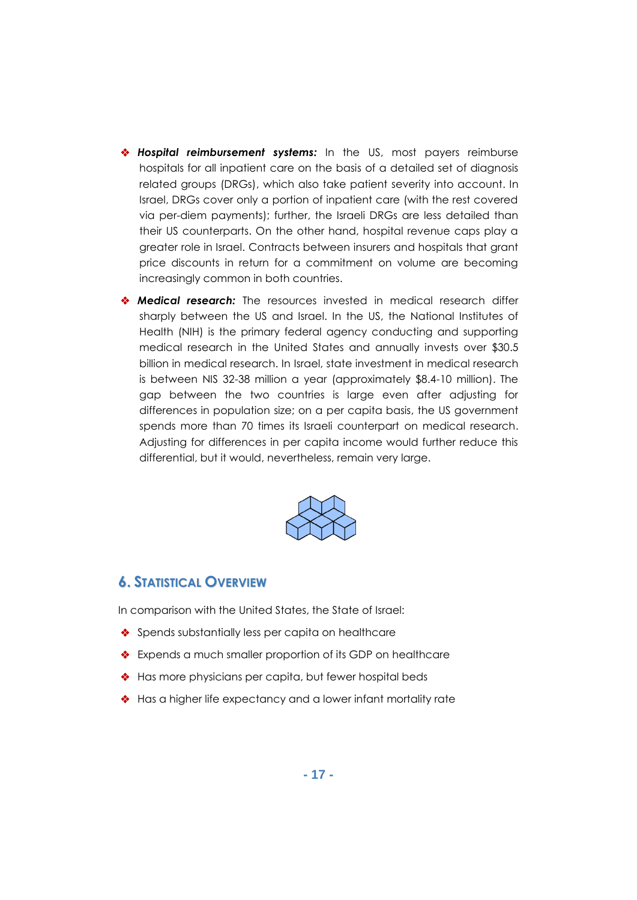- ***Hospital reimbursement systems:*** In the US, most payers reimburse hospitals for all inpatient care on the basis of a detailed set of diagnosis related groups (DRGs), which also take patient severity into account. In Israel, DRGs cover only a portion of inpatient care (with the rest covered via per-diem payments); further, the Israeli DRGs are less detailed than their US counterparts. On the other hand, hospital revenue caps play a greater role in Israel. Contracts between insurers and hospitals that grant price discounts in return for a commitment on volume are becoming increasingly common in both countries.
- ***Medical research:*** The resources invested in medical research differ sharply between the US and Israel. In the US, the National Institutes of Health (NIH) is the primary federal agency conducting and supporting medical research in the United States and annually invests over $30.5 billion in medical research. In Israel, state investment in medical research is between NIS 32-38 million a year (approximately $8.4-10 million). The gap between the two countries is large even after adjusting for differences in population size; on a per capita basis, the US government spends more than 70 times its Israeli counterpart on medical research. Adjusting for differences in per capita income would further reduce this differential, but it would, nevertheless, remain very large.

## 6. Statistical Overview

In comparison with the United States, the State of Israel:

- Spends substantially less per capita on healthcare
- Expends a much smaller proportion of its GDP on healthcare
- Has more physicians per capita, but fewer hospital beds
- Has a higher life expectancy and a lower infant mortality rate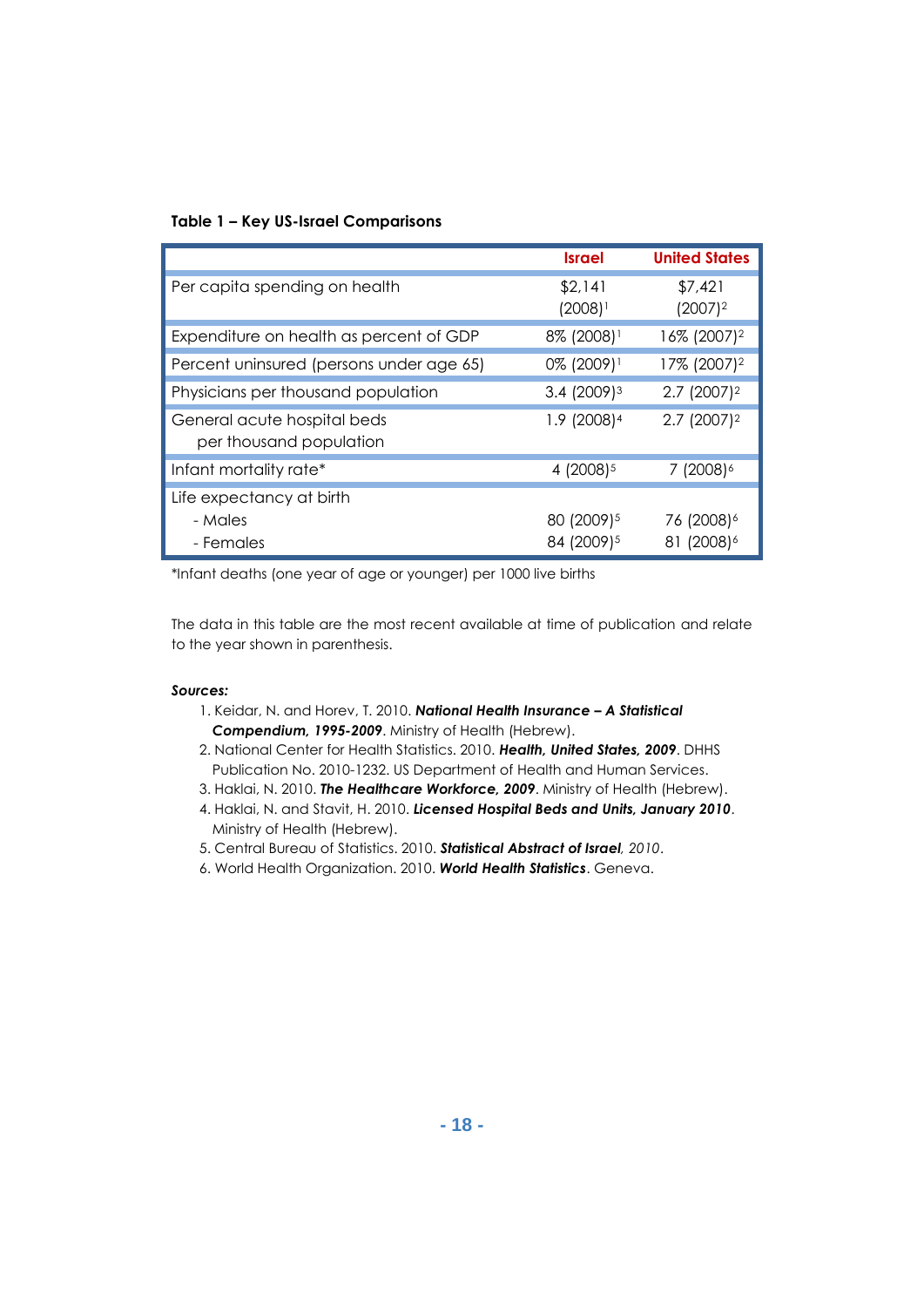**Table 1 – Key US-Israel Comparisons**

| | Israel | United States |
|---|---|---|
| Per capita spending on health | $2,141 (2008)[1] | $7,421 (2007)[2] |
| Expenditure on health as percent of GDP | 8% (2008)[1] | 16% (2007)[2] |
| Percent uninsured (persons under age 65) | 0% (2009)[1] | 17% (2007)[2] |
| Physicians per thousand population | 3.4 (2009)[3] | 2.7 (2007)[2] |
| General acute hospital beds per thousand population | 1.9 (2008)[4] | 2.7 (2007)[2] |
| Infant mortality rate* | 4 (2008)[5] | 7 (2008)[6] |
| Life expectancy at birth | | |
| - Males | 80 (2009)[5] | 76 (2008)[6] |
| - Females | 84 (2009)[5] | 81 (2008)[6] |

*Infant deaths (one year of age or younger) per 1000 live births

The data in this table are the most recent available at time of publication and relate to the year shown in parenthesis.

***Sources:***

1. Keidar, N. and Horev, T. 2010. ***National Health Insurance – A Statistical Compendium, 1995-2009***. Ministry of Health (Hebrew).
2. National Center for Health Statistics. 2010. ***Health, United States, 2009***. DHHS Publication No. 2010-1232. US Department of Health and Human Services.
3. Haklai, N. 2010. ***The Healthcare Workforce, 2009***. Ministry of Health (Hebrew).
4. Haklai, N. and Stavit, H. 2010. ***Licensed Hospital Beds and Units, January 2010***. Ministry of Health (Hebrew).
5. Central Bureau of Statistics. 2010. ***Statistical Abstract of Israel****, 2010*.
6. World Health Organization. 2010. ***World Health Statistics***. Geneva.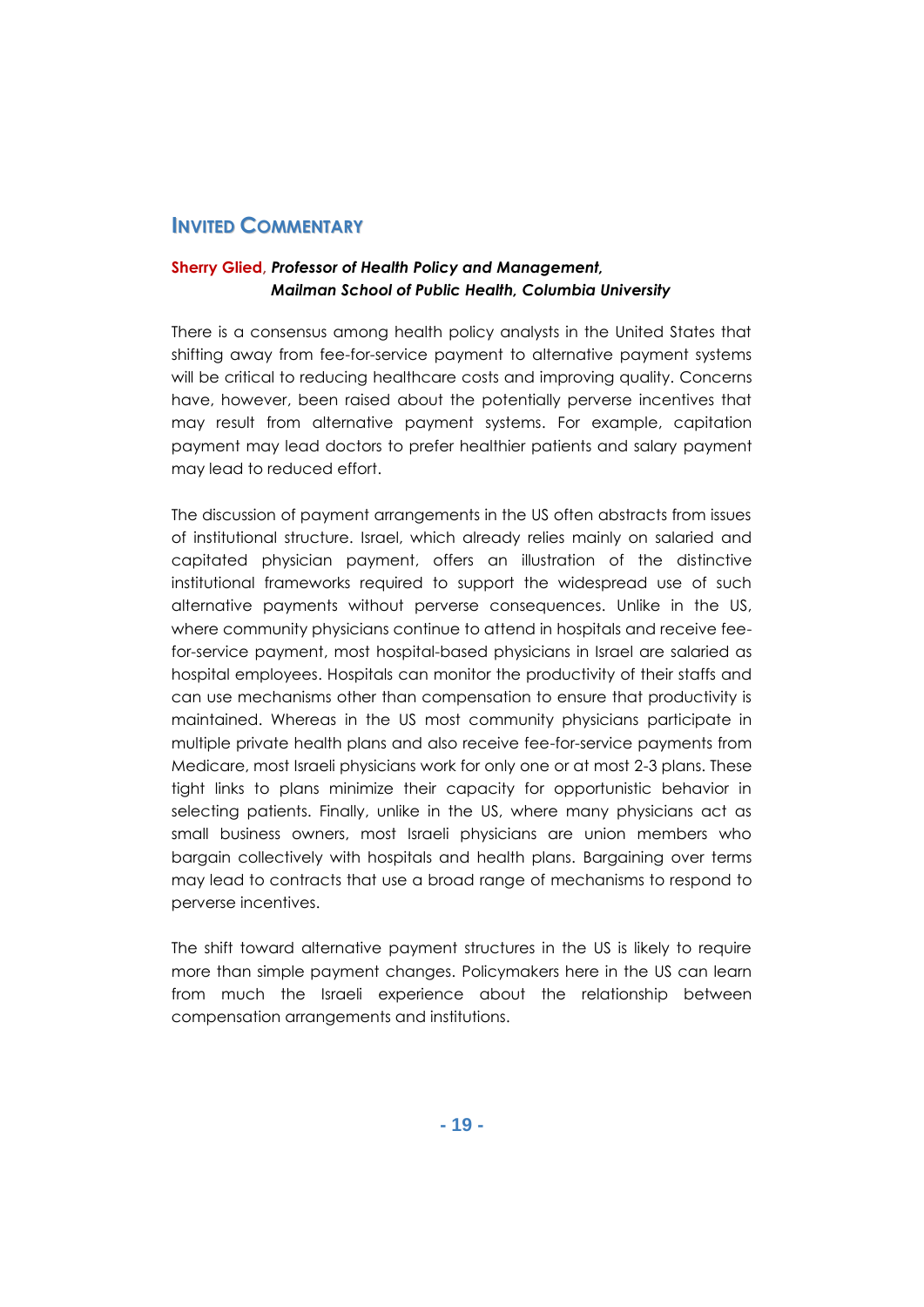## Invited Commentary

**Sherry Glied**, ***Professor of Health Policy and Management, Mailman School of Public Health, Columbia University***

There is a consensus among health policy analysts in the United States that shifting away from fee-for-service payment to alternative payment systems will be critical to reducing healthcare costs and improving quality. Concerns have, however, been raised about the potentially perverse incentives that may result from alternative payment systems. For example, capitation payment may lead doctors to prefer healthier patients and salary payment may lead to reduced effort.

The discussion of payment arrangements in the US often abstracts from issues of institutional structure. Israel, which already relies mainly on salaried and capitated physician payment, offers an illustration of the distinctive institutional frameworks required to support the widespread use of such alternative payments without perverse consequences. Unlike in the US, where community physicians continue to attend in hospitals and receive fee-for-service payment, most hospital-based physicians in Israel are salaried as hospital employees. Hospitals can monitor the productivity of their staffs and can use mechanisms other than compensation to ensure that productivity is maintained. Whereas in the US most community physicians participate in multiple private health plans and also receive fee-for-service payments from Medicare, most Israeli physicians work for only one or at most 2-3 plans. These tight links to plans minimize their capacity for opportunistic behavior in selecting patients. Finally, unlike in the US, where many physicians act as small business owners, most Israeli physicians are union members who bargain collectively with hospitals and health plans. Bargaining over terms may lead to contracts that use a broad range of mechanisms to respond to perverse incentives.

The shift toward alternative payment structures in the US is likely to require more than simple payment changes. Policymakers here in the US can learn from much the Israeli experience about the relationship between compensation arrangements and institutions.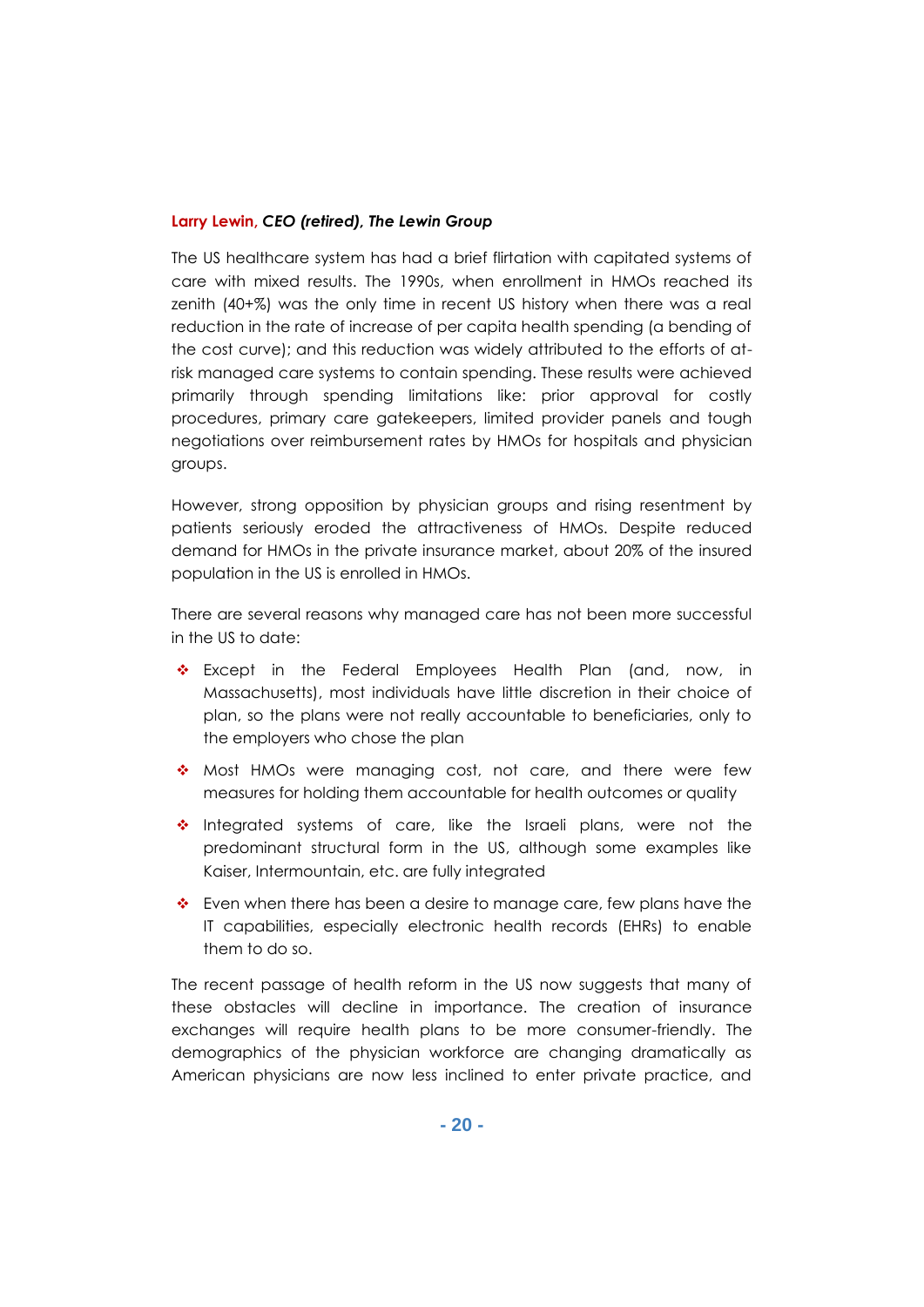**Larry Lewin**, ***CEO (retired), The Lewin Group***

The US healthcare system has had a brief flirtation with capitated systems of care with mixed results. The 1990s, when enrollment in HMOs reached its zenith (40+%) was the only time in recent US history when there was a real reduction in the rate of increase of per capita health spending (a bending of the cost curve); and this reduction was widely attributed to the efforts of at-risk managed care systems to contain spending. These results were achieved primarily through spending limitations like: prior approval for costly procedures, primary care gatekeepers, limited provider panels and tough negotiations over reimbursement rates by HMOs for hospitals and physician groups.

However, strong opposition by physician groups and rising resentment by patients seriously eroded the attractiveness of HMOs. Despite reduced demand for HMOs in the private insurance market, about 20% of the insured population in the US is enrolled in HMOs.

There are several reasons why managed care has not been more successful in the US to date:

- Except in the Federal Employees Health Plan (and, now, in Massachusetts), most individuals have little discretion in their choice of plan, so the plans were not really accountable to beneficiaries, only to the employers who chose the plan
- Most HMOs were managing cost, not care, and there were few measures for holding them accountable for health outcomes or quality
- Integrated systems of care, like the Israeli plans, were not the predominant structural form in the US, although some examples like Kaiser, Intermountain, etc. are fully integrated
- Even when there has been a desire to manage care, few plans have the IT capabilities, especially electronic health records (EHRs) to enable them to do so.

The recent passage of health reform in the US now suggests that many of these obstacles will decline in importance. The creation of insurance exchanges will require health plans to be more consumer-friendly. The demographics of the physician workforce are changing dramatically as American physicians are now less inclined to enter private practice, and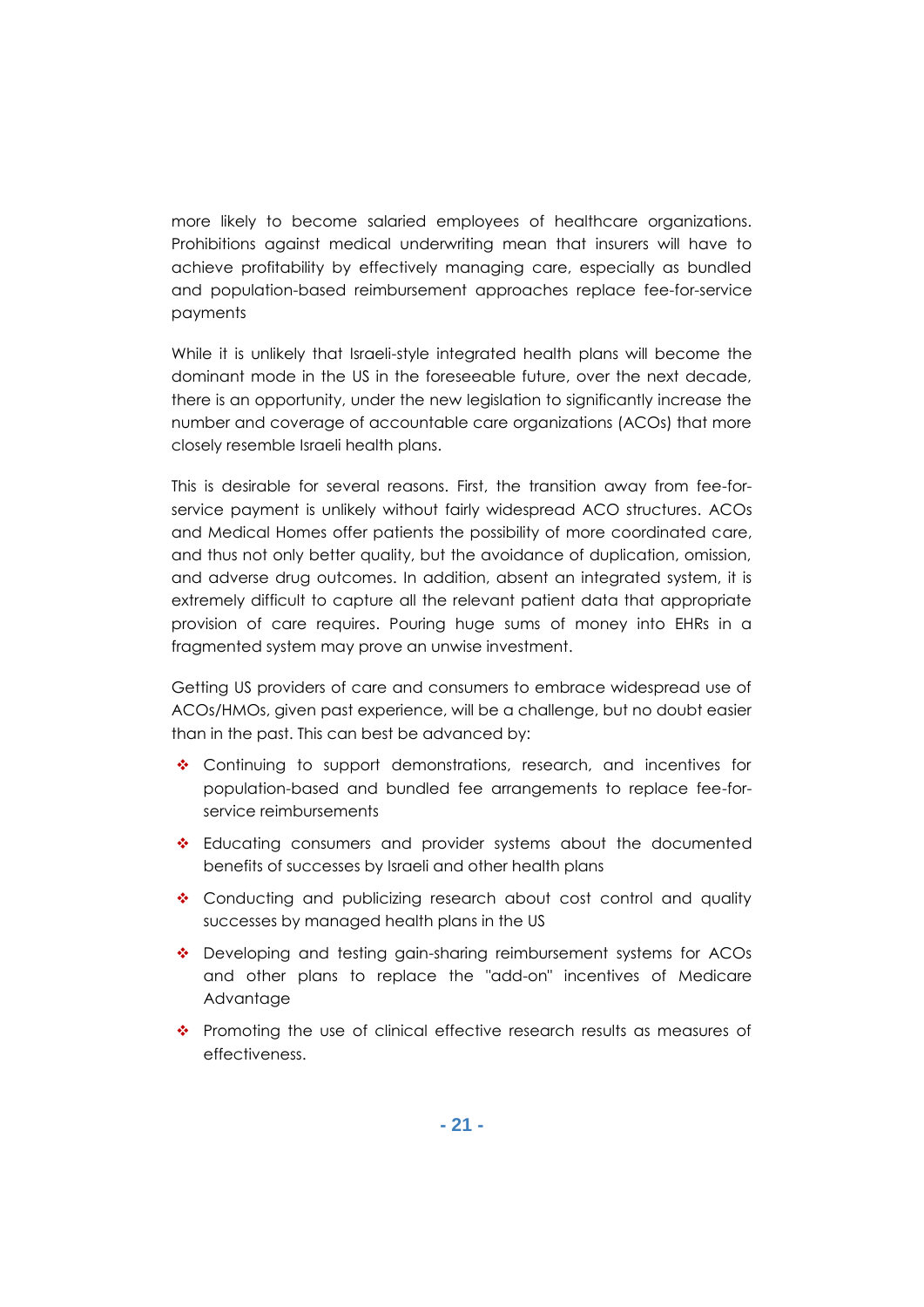more likely to become salaried employees of healthcare organizations. Prohibitions against medical underwriting mean that insurers will have to achieve profitability by effectively managing care, especially as bundled and population-based reimbursement approaches replace fee-for-service payments

While it is unlikely that Israeli-style integrated health plans will become the dominant mode in the US in the foreseeable future, over the next decade, there is an opportunity, under the new legislation to significantly increase the number and coverage of accountable care organizations (ACOs) that more closely resemble Israeli health plans.

This is desirable for several reasons. First, the transition away from fee-for-service payment is unlikely without fairly widespread ACO structures. ACOs and Medical Homes offer patients the possibility of more coordinated care, and thus not only better quality, but the avoidance of duplication, omission, and adverse drug outcomes. In addition, absent an integrated system, it is extremely difficult to capture all the relevant patient data that appropriate provision of care requires. Pouring huge sums of money into EHRs in a fragmented system may prove an unwise investment.

Getting US providers of care and consumers to embrace widespread use of ACOs/HMOs, given past experience, will be a challenge, but no doubt easier than in the past. This can best be advanced by:

- Continuing to support demonstrations, research, and incentives for population-based and bundled fee arrangements to replace fee-for-service reimbursements
- Educating consumers and provider systems about the documented benefits of successes by Israeli and other health plans
- Conducting and publicizing research about cost control and quality successes by managed health plans in the US
- Developing and testing gain-sharing reimbursement systems for ACOs and other plans to replace the "add-on" incentives of Medicare Advantage
- Promoting the use of clinical effective research results as measures of effectiveness.